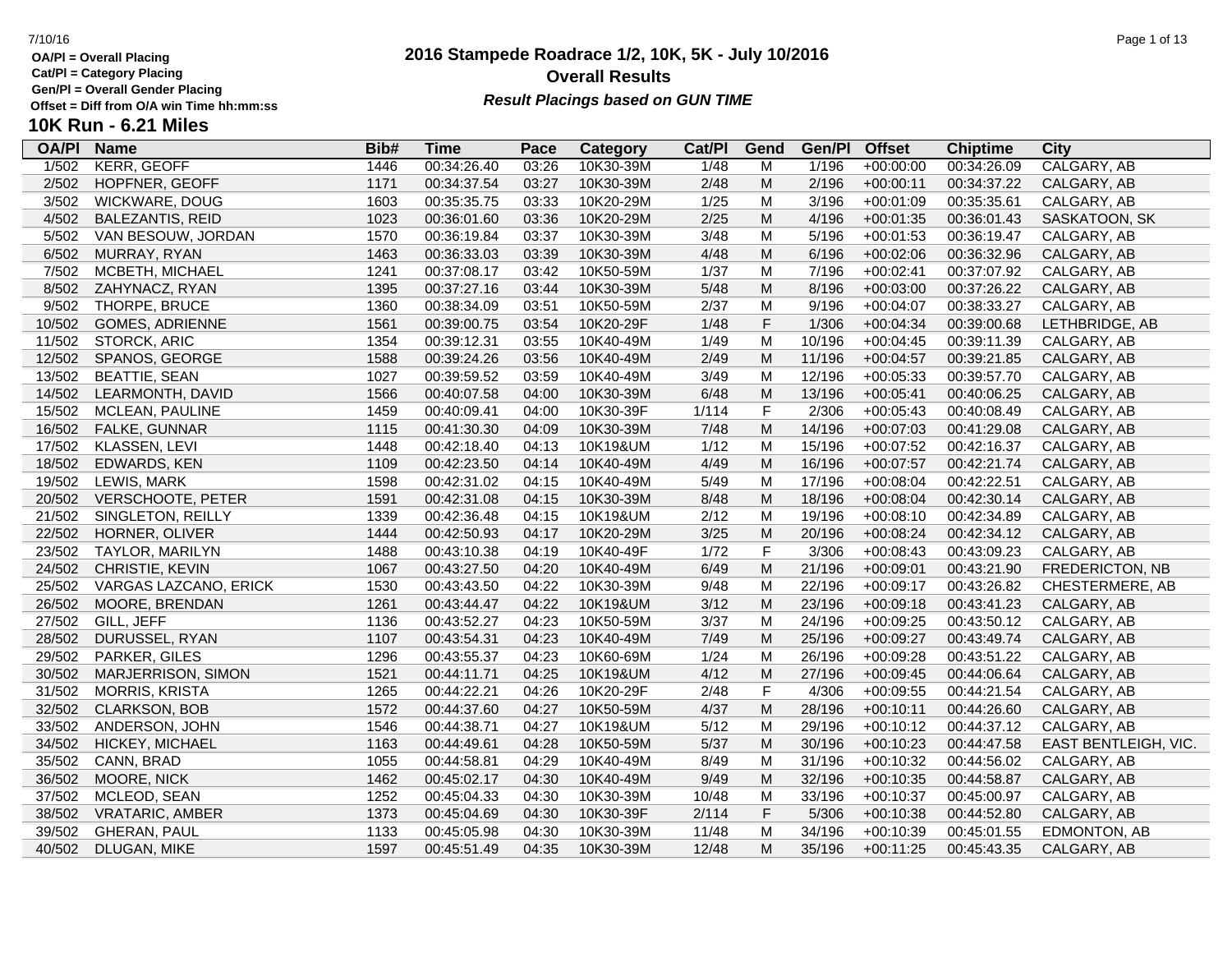OA/Pl = Overall Placing
Cat/Pl = Category Placing
Gen/Pl = Overall Gender Placing
Offset = Diff from O/A win Time hh:mm:ss

# 2016 Stampede Roadrace 1/2, 10K, 5K - July 10/2016

## Overall Results

***Result Placings based on GUN TIME***

## 10K Run - 6.21 Miles

| OA/Pl | Name | Bib# | Time | Pace | Category | Cat/Pl | Gend | Gen/Pl | Offset | Chiptime | City |
|---|---|---|---|---|---|---|---|---|---|---|---|
| 1/502 | KERR, GEOFF | 1446 | 00:34:26.40 | 03:26 | 10K30-39M | 1/48 | M | 1/196 | +00:00:00 | 00:34:26.09 | CALGARY, AB |
| 2/502 | HOPFNER, GEOFF | 1171 | 00:34:37.54 | 03:27 | 10K30-39M | 2/48 | M | 2/196 | +00:00:11 | 00:34:37.22 | CALGARY, AB |
| 3/502 | WICKWARE, DOUG | 1603 | 00:35:35.75 | 03:33 | 10K20-29M | 1/25 | M | 3/196 | +00:01:09 | 00:35:35.61 | CALGARY, AB |
| 4/502 | BALEZANTIS, REID | 1023 | 00:36:01.60 | 03:36 | 10K20-29M | 2/25 | M | 4/196 | +00:01:35 | 00:36:01.43 | SASKATOON, SK |
| 5/502 | VAN BESOUW, JORDAN | 1570 | 00:36:19.84 | 03:37 | 10K30-39M | 3/48 | M | 5/196 | +00:01:53 | 00:36:19.47 | CALGARY, AB |
| 6/502 | MURRAY, RYAN | 1463 | 00:36:33.03 | 03:39 | 10K30-39M | 4/48 | M | 6/196 | +00:02:06 | 00:36:32.96 | CALGARY, AB |
| 7/502 | MCBETH, MICHAEL | 1241 | 00:37:08.17 | 03:42 | 10K50-59M | 1/37 | M | 7/196 | +00:02:41 | 00:37:07.92 | CALGARY, AB |
| 8/502 | ZAHYNACZ, RYAN | 1395 | 00:37:27.16 | 03:44 | 10K30-39M | 5/48 | M | 8/196 | +00:03:00 | 00:37:26.22 | CALGARY, AB |
| 9/502 | THORPE, BRUCE | 1360 | 00:38:34.09 | 03:51 | 10K50-59M | 2/37 | M | 9/196 | +00:04:07 | 00:38:33.27 | CALGARY, AB |
| 10/502 | GOMES, ADRIENNE | 1561 | 00:39:00.75 | 03:54 | 10K20-29F | 1/48 | F | 1/306 | +00:04:34 | 00:39:00.68 | LETHBRIDGE, AB |
| 11/502 | STORCK, ARIC | 1354 | 00:39:12.31 | 03:55 | 10K40-49M | 1/49 | M | 10/196 | +00:04:45 | 00:39:11.39 | CALGARY, AB |
| 12/502 | SPANOS, GEORGE | 1588 | 00:39:24.26 | 03:56 | 10K40-49M | 2/49 | M | 11/196 | +00:04:57 | 00:39:21.85 | CALGARY, AB |
| 13/502 | BEATTIE, SEAN | 1027 | 00:39:59.52 | 03:59 | 10K40-49M | 3/49 | M | 12/196 | +00:05:33 | 00:39:57.70 | CALGARY, AB |
| 14/502 | LEARMONTH, DAVID | 1566 | 00:40:07.58 | 04:00 | 10K30-39M | 6/48 | M | 13/196 | +00:05:41 | 00:40:06.25 | CALGARY, AB |
| 15/502 | MCLEAN, PAULINE | 1459 | 00:40:09.41 | 04:00 | 10K30-39F | 1/114 | F | 2/306 | +00:05:43 | 00:40:08.49 | CALGARY, AB |
| 16/502 | FALKE, GUNNAR | 1115 | 00:41:30.30 | 04:09 | 10K30-39M | 7/48 | M | 14/196 | +00:07:03 | 00:41:29.08 | CALGARY, AB |
| 17/502 | KLASSEN, LEVI | 1448 | 00:42:18.40 | 04:13 | 10K19&UM | 1/12 | M | 15/196 | +00:07:52 | 00:42:16.37 | CALGARY, AB |
| 18/502 | EDWARDS, KEN | 1109 | 00:42:23.50 | 04:14 | 10K40-49M | 4/49 | M | 16/196 | +00:07:57 | 00:42:21.74 | CALGARY, AB |
| 19/502 | LEWIS, MARK | 1598 | 00:42:31.02 | 04:15 | 10K40-49M | 5/49 | M | 17/196 | +00:08:04 | 00:42:22.51 | CALGARY, AB |
| 20/502 | VERSCHOOTE, PETER | 1591 | 00:42:31.08 | 04:15 | 10K30-39M | 8/48 | M | 18/196 | +00:08:04 | 00:42:30.14 | CALGARY, AB |
| 21/502 | SINGLETON, REILLY | 1339 | 00:42:36.48 | 04:15 | 10K19&UM | 2/12 | M | 19/196 | +00:08:10 | 00:42:34.89 | CALGARY, AB |
| 22/502 | HORNER, OLIVER | 1444 | 00:42:50.93 | 04:17 | 10K20-29M | 3/25 | M | 20/196 | +00:08:24 | 00:42:34.12 | CALGARY, AB |
| 23/502 | TAYLOR, MARILYN | 1488 | 00:43:10.38 | 04:19 | 10K40-49F | 1/72 | F | 3/306 | +00:08:43 | 00:43:09.23 | CALGARY, AB |
| 24/502 | CHRISTIE, KEVIN | 1067 | 00:43:27.50 | 04:20 | 10K40-49M | 6/49 | M | 21/196 | +00:09:01 | 00:43:21.90 | FREDERICTON, NB |
| 25/502 | VARGAS LAZCANO, ERICK | 1530 | 00:43:43.50 | 04:22 | 10K30-39M | 9/48 | M | 22/196 | +00:09:17 | 00:43:26.82 | CHESTERMERE, AB |
| 26/502 | MOORE, BRENDAN | 1261 | 00:43:44.47 | 04:22 | 10K19&UM | 3/12 | M | 23/196 | +00:09:18 | 00:43:41.23 | CALGARY, AB |
| 27/502 | GILL, JEFF | 1136 | 00:43:52.27 | 04:23 | 10K50-59M | 3/37 | M | 24/196 | +00:09:25 | 00:43:50.12 | CALGARY, AB |
| 28/502 | DURUSSEL, RYAN | 1107 | 00:43:54.31 | 04:23 | 10K40-49M | 7/49 | M | 25/196 | +00:09:27 | 00:43:49.74 | CALGARY, AB |
| 29/502 | PARKER, GILES | 1296 | 00:43:55.37 | 04:23 | 10K60-69M | 1/24 | M | 26/196 | +00:09:28 | 00:43:51.22 | CALGARY, AB |
| 30/502 | MARJERRISON, SIMON | 1521 | 00:44:11.71 | 04:25 | 10K19&UM | 4/12 | M | 27/196 | +00:09:45 | 00:44:06.64 | CALGARY, AB |
| 31/502 | MORRIS, KRISTA | 1265 | 00:44:22.21 | 04:26 | 10K20-29F | 2/48 | F | 4/306 | +00:09:55 | 00:44:21.54 | CALGARY, AB |
| 32/502 | CLARKSON, BOB | 1572 | 00:44:37.60 | 04:27 | 10K50-59M | 4/37 | M | 28/196 | +00:10:11 | 00:44:26.60 | CALGARY, AB |
| 33/502 | ANDERSON, JOHN | 1546 | 00:44:38.71 | 04:27 | 10K19&UM | 5/12 | M | 29/196 | +00:10:12 | 00:44:37.12 | CALGARY, AB |
| 34/502 | HICKEY, MICHAEL | 1163 | 00:44:49.61 | 04:28 | 10K50-59M | 5/37 | M | 30/196 | +00:10:23 | 00:44:47.58 | EAST BENTLEIGH, VIC. |
| 35/502 | CANN, BRAD | 1055 | 00:44:58.81 | 04:29 | 10K40-49M | 8/49 | M | 31/196 | +00:10:32 | 00:44:56.02 | CALGARY, AB |
| 36/502 | MOORE, NICK | 1462 | 00:45:02.17 | 04:30 | 10K40-49M | 9/49 | M | 32/196 | +00:10:35 | 00:44:58.87 | CALGARY, AB |
| 37/502 | MCLEOD, SEAN | 1252 | 00:45:04.33 | 04:30 | 10K30-39M | 10/48 | M | 33/196 | +00:10:37 | 00:45:00.97 | CALGARY, AB |
| 38/502 | VRATARIC, AMBER | 1373 | 00:45:04.69 | 04:30 | 10K30-39F | 2/114 | F | 5/306 | +00:10:38 | 00:44:52.80 | CALGARY, AB |
| 39/502 | GHERAN, PAUL | 1133 | 00:45:05.98 | 04:30 | 10K30-39M | 11/48 | M | 34/196 | +00:10:39 | 00:45:01.55 | EDMONTON, AB |
| 40/502 | DLUGAN, MIKE | 1597 | 00:45:51.49 | 04:35 | 10K30-39M | 12/48 | M | 35/196 | +00:11:25 | 00:45:43.35 | CALGARY, AB |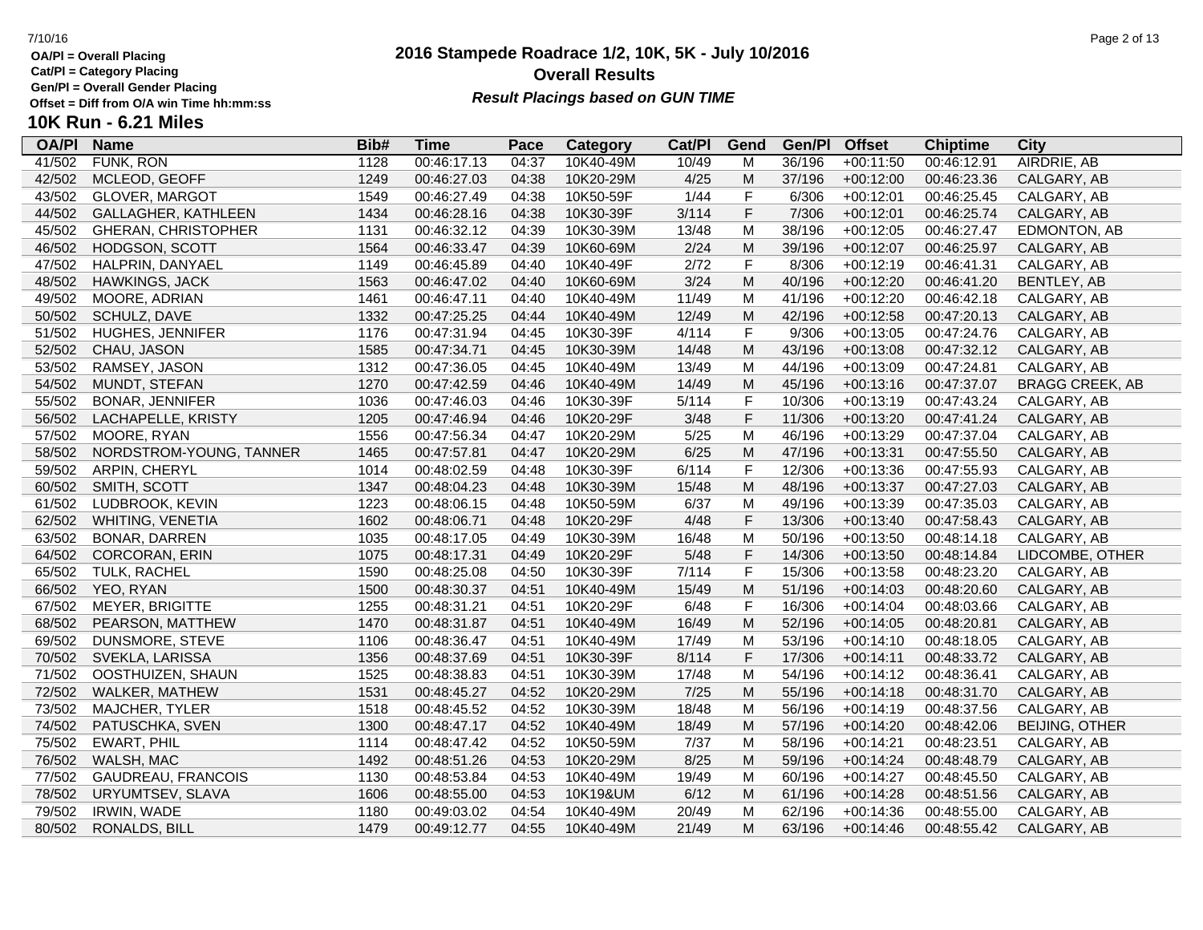OA/Pl = Overall Placing
Cat/Pl = Category Placing
Gen/Pl = Overall Gender Placing
Offset = Diff from O/A win Time hh:mm:ss

# 2016 Stampede Roadrace 1/2, 10K, 5K - July 10/2016

## Overall Results

***Result Placings based on GUN TIME***

### 10K Run - 6.21 Miles

| OA/Pl | Name | Bib# | Time | Pace | Category | Cat/Pl | Gend | Gen/Pl | Offset | Chiptime | City |
|---|---|---|---|---|---|---|---|---|---|---|---|
| 41/502 | FUNK, RON | 1128 | 00:46:17.13 | 04:37 | 10K40-49M | 10/49 | M | 36/196 | +00:11:50 | 00:46:12.91 | AIRDRIE, AB |
| 42/502 | MCLEOD, GEOFF | 1249 | 00:46:27.03 | 04:38 | 10K20-29M | 4/25 | M | 37/196 | +00:12:00 | 00:46:23.36 | CALGARY, AB |
| 43/502 | GLOVER, MARGOT | 1549 | 00:46:27.49 | 04:38 | 10K50-59F | 1/44 | F | 6/306 | +00:12:01 | 00:46:25.45 | CALGARY, AB |
| 44/502 | GALLAGHER, KATHLEEN | 1434 | 00:46:28.16 | 04:38 | 10K30-39F | 3/114 | F | 7/306 | +00:12:01 | 00:46:25.74 | CALGARY, AB |
| 45/502 | GHERAN, CHRISTOPHER | 1131 | 00:46:32.12 | 04:39 | 10K30-39M | 13/48 | M | 38/196 | +00:12:05 | 00:46:27.47 | EDMONTON, AB |
| 46/502 | HODGSON, SCOTT | 1564 | 00:46:33.47 | 04:39 | 10K60-69M | 2/24 | M | 39/196 | +00:12:07 | 00:46:25.97 | CALGARY, AB |
| 47/502 | HALPRIN, DANYAEL | 1149 | 00:46:45.89 | 04:40 | 10K40-49F | 2/72 | F | 8/306 | +00:12:19 | 00:46:41.31 | CALGARY, AB |
| 48/502 | HAWKINGS, JACK | 1563 | 00:46:47.02 | 04:40 | 10K60-69M | 3/24 | M | 40/196 | +00:12:20 | 00:46:41.20 | BENTLEY, AB |
| 49/502 | MOORE, ADRIAN | 1461 | 00:46:47.11 | 04:40 | 10K40-49M | 11/49 | M | 41/196 | +00:12:20 | 00:46:42.18 | CALGARY, AB |
| 50/502 | SCHULZ, DAVE | 1332 | 00:47:25.25 | 04:44 | 10K40-49M | 12/49 | M | 42/196 | +00:12:58 | 00:47:20.13 | CALGARY, AB |
| 51/502 | HUGHES, JENNIFER | 1176 | 00:47:31.94 | 04:45 | 10K30-39F | 4/114 | F | 9/306 | +00:13:05 | 00:47:24.76 | CALGARY, AB |
| 52/502 | CHAU, JASON | 1585 | 00:47:34.71 | 04:45 | 10K30-39M | 14/48 | M | 43/196 | +00:13:08 | 00:47:32.12 | CALGARY, AB |
| 53/502 | RAMSEY, JASON | 1312 | 00:47:36.05 | 04:45 | 10K40-49M | 13/49 | M | 44/196 | +00:13:09 | 00:47:24.81 | CALGARY, AB |
| 54/502 | MUNDT, STEFAN | 1270 | 00:47:42.59 | 04:46 | 10K40-49M | 14/49 | M | 45/196 | +00:13:16 | 00:47:37.07 | BRAGG CREEK, AB |
| 55/502 | BONAR, JENNIFER | 1036 | 00:47:46.03 | 04:46 | 10K30-39F | 5/114 | F | 10/306 | +00:13:19 | 00:47:43.24 | CALGARY, AB |
| 56/502 | LACHAPELLE, KRISTY | 1205 | 00:47:46.94 | 04:46 | 10K20-29F | 3/48 | F | 11/306 | +00:13:20 | 00:47:41.24 | CALGARY, AB |
| 57/502 | MOORE, RYAN | 1556 | 00:47:56.34 | 04:47 | 10K20-29M | 5/25 | M | 46/196 | +00:13:29 | 00:47:37.04 | CALGARY, AB |
| 58/502 | NORDSTROM-YOUNG, TANNER | 1465 | 00:47:57.81 | 04:47 | 10K20-29M | 6/25 | M | 47/196 | +00:13:31 | 00:47:55.50 | CALGARY, AB |
| 59/502 | ARPIN, CHERYL | 1014 | 00:48:02.59 | 04:48 | 10K30-39F | 6/114 | F | 12/306 | +00:13:36 | 00:47:55.93 | CALGARY, AB |
| 60/502 | SMITH, SCOTT | 1347 | 00:48:04.23 | 04:48 | 10K30-39M | 15/48 | M | 48/196 | +00:13:37 | 00:47:27.03 | CALGARY, AB |
| 61/502 | LUDBROOK, KEVIN | 1223 | 00:48:06.15 | 04:48 | 10K50-59M | 6/37 | M | 49/196 | +00:13:39 | 00:47:35.03 | CALGARY, AB |
| 62/502 | WHITING, VENETIA | 1602 | 00:48:06.71 | 04:48 | 10K20-29F | 4/48 | F | 13/306 | +00:13:40 | 00:47:58.43 | CALGARY, AB |
| 63/502 | BONAR, DARREN | 1035 | 00:48:17.05 | 04:49 | 10K30-39M | 16/48 | M | 50/196 | +00:13:50 | 00:48:14.18 | CALGARY, AB |
| 64/502 | CORCORAN, ERIN | 1075 | 00:48:17.31 | 04:49 | 10K20-29F | 5/48 | F | 14/306 | +00:13:50 | 00:48:14.84 | LIDCOMBE, OTHER |
| 65/502 | TULK, RACHEL | 1590 | 00:48:25.08 | 04:50 | 10K30-39F | 7/114 | F | 15/306 | +00:13:58 | 00:48:23.20 | CALGARY, AB |
| 66/502 | YEO, RYAN | 1500 | 00:48:30.37 | 04:51 | 10K40-49M | 15/49 | M | 51/196 | +00:14:03 | 00:48:20.60 | CALGARY, AB |
| 67/502 | MEYER, BRIGITTE | 1255 | 00:48:31.21 | 04:51 | 10K20-29F | 6/48 | F | 16/306 | +00:14:04 | 00:48:03.66 | CALGARY, AB |
| 68/502 | PEARSON, MATTHEW | 1470 | 00:48:31.87 | 04:51 | 10K40-49M | 16/49 | M | 52/196 | +00:14:05 | 00:48:20.81 | CALGARY, AB |
| 69/502 | DUNSMORE, STEVE | 1106 | 00:48:36.47 | 04:51 | 10K40-49M | 17/49 | M | 53/196 | +00:14:10 | 00:48:18.05 | CALGARY, AB |
| 70/502 | SVEKLA, LARISSA | 1356 | 00:48:37.69 | 04:51 | 10K30-39F | 8/114 | F | 17/306 | +00:14:11 | 00:48:33.72 | CALGARY, AB |
| 71/502 | OOSTHUIZEN, SHAUN | 1525 | 00:48:38.83 | 04:51 | 10K30-39M | 17/48 | M | 54/196 | +00:14:12 | 00:48:36.41 | CALGARY, AB |
| 72/502 | WALKER, MATHEW | 1531 | 00:48:45.27 | 04:52 | 10K20-29M | 7/25 | M | 55/196 | +00:14:18 | 00:48:31.70 | CALGARY, AB |
| 73/502 | MAJCHER, TYLER | 1518 | 00:48:45.52 | 04:52 | 10K30-39M | 18/48 | M | 56/196 | +00:14:19 | 00:48:37.56 | CALGARY, AB |
| 74/502 | PATUSCHKA, SVEN | 1300 | 00:48:47.17 | 04:52 | 10K40-49M | 18/49 | M | 57/196 | +00:14:20 | 00:48:42.06 | BEIJING, OTHER |
| 75/502 | EWART, PHIL | 1114 | 00:48:47.42 | 04:52 | 10K50-59M | 7/37 | M | 58/196 | +00:14:21 | 00:48:23.51 | CALGARY, AB |
| 76/502 | WALSH, MAC | 1492 | 00:48:51.26 | 04:53 | 10K20-29M | 8/25 | M | 59/196 | +00:14:24 | 00:48:48.79 | CALGARY, AB |
| 77/502 | GAUDREAU, FRANCOIS | 1130 | 00:48:53.84 | 04:53 | 10K40-49M | 19/49 | M | 60/196 | +00:14:27 | 00:48:45.50 | CALGARY, AB |
| 78/502 | URYUMTSEV, SLAVA | 1606 | 00:48:55.00 | 04:53 | 10K19&UM | 6/12 | M | 61/196 | +00:14:28 | 00:48:51.56 | CALGARY, AB |
| 79/502 | IRWIN, WADE | 1180 | 00:49:03.02 | 04:54 | 10K40-49M | 20/49 | M | 62/196 | +00:14:36 | 00:48:55.00 | CALGARY, AB |
| 80/502 | RONALDS, BILL | 1479 | 00:49:12.77 | 04:55 | 10K40-49M | 21/49 | M | 63/196 | +00:14:46 | 00:48:55.42 | CALGARY, AB |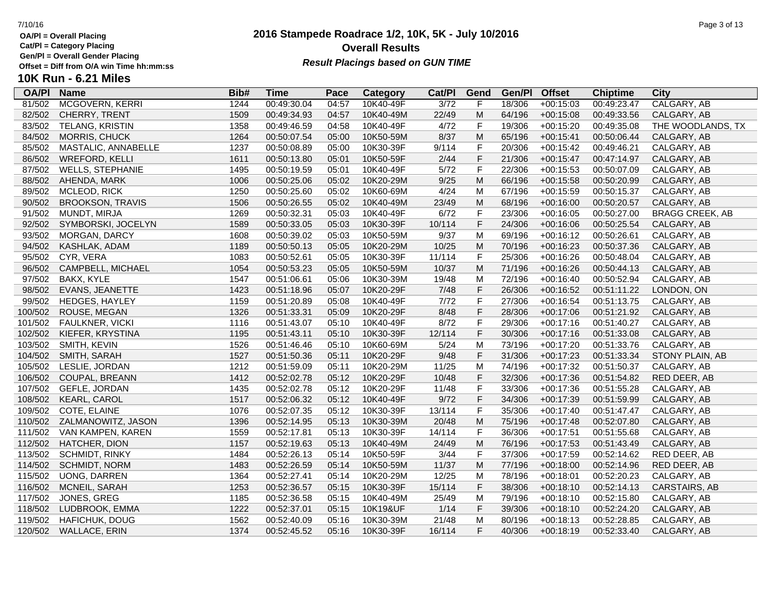**OA/Pl = Overall Placing**
**Cat/Pl = Category Placing**
**Gen/Pl = Overall Gender Placing**
**Offset = Diff from O/A win Time hh:mm:ss**

# 2016 Stampede Roadrace 1/2, 10K, 5K - July 10/2016
## Overall Results
***Result Placings based on GUN TIME***

## 10K Run - 6.21 Miles

| OA/Pl | Name | Bib# | Time | Pace | Category | Cat/Pl | Gend | Gen/Pl | Offset | Chiptime | City |
|---|---|---|---|---|---|---|---|---|---|---|---|
| 81/502 | MCGOVERN, KERRI | 1244 | 00:49:30.04 | 04:57 | 10K40-49F | 3/72 | F | 18/306 | +00:15:03 | 00:49:23.47 | CALGARY, AB |
| 82/502 | CHERRY, TRENT | 1509 | 00:49:34.93 | 04:57 | 10K40-49M | 22/49 | M | 64/196 | +00:15:08 | 00:49:33.56 | CALGARY, AB |
| 83/502 | TELANG, KRISTIN | 1358 | 00:49:46.59 | 04:58 | 10K40-49F | 4/72 | F | 19/306 | +00:15:20 | 00:49:35.08 | THE WOODLANDS, TX |
| 84/502 | MORRIS, CHUCK | 1264 | 00:50:07.54 | 05:00 | 10K50-59M | 8/37 | M | 65/196 | +00:15:41 | 00:50:06.44 | CALGARY, AB |
| 85/502 | MASTALIC, ANNABELLE | 1237 | 00:50:08.89 | 05:00 | 10K30-39F | 9/114 | F | 20/306 | +00:15:42 | 00:49:46.21 | CALGARY, AB |
| 86/502 | WREFORD, KELLI | 1611 | 00:50:13.80 | 05:01 | 10K50-59F | 2/44 | F | 21/306 | +00:15:47 | 00:47:14.97 | CALGARY, AB |
| 87/502 | WELLS, STEPHANIE | 1495 | 00:50:19.59 | 05:01 | 10K40-49F | 5/72 | F | 22/306 | +00:15:53 | 00:50:07.09 | CALGARY, AB |
| 88/502 | AHENDA, MARK | 1006 | 00:50:25.06 | 05:02 | 10K20-29M | 9/25 | M | 66/196 | +00:15:58 | 00:50:20.99 | CALGARY, AB |
| 89/502 | MCLEOD, RICK | 1250 | 00:50:25.60 | 05:02 | 10K60-69M | 4/24 | M | 67/196 | +00:15:59 | 00:50:15.37 | CALGARY, AB |
| 90/502 | BROOKSON, TRAVIS | 1506 | 00:50:26.55 | 05:02 | 10K40-49M | 23/49 | M | 68/196 | +00:16:00 | 00:50:20.57 | CALGARY, AB |
| 91/502 | MUNDT, MIRJA | 1269 | 00:50:32.31 | 05:03 | 10K40-49F | 6/72 | F | 23/306 | +00:16:05 | 00:50:27.00 | BRAGG CREEK, AB |
| 92/502 | SYMBORSKI, JOCELYN | 1589 | 00:50:33.05 | 05:03 | 10K30-39F | 10/114 | F | 24/306 | +00:16:06 | 00:50:25.54 | CALGARY, AB |
| 93/502 | MORGAN, DARCY | 1608 | 00:50:39.02 | 05:03 | 10K50-59M | 9/37 | M | 69/196 | +00:16:12 | 00:50:26.61 | CALGARY, AB |
| 94/502 | KASHLAK, ADAM | 1189 | 00:50:50.13 | 05:05 | 10K20-29M | 10/25 | M | 70/196 | +00:16:23 | 00:50:37.36 | CALGARY, AB |
| 95/502 | CYR, VERA | 1083 | 00:50:52.61 | 05:05 | 10K30-39F | 11/114 | F | 25/306 | +00:16:26 | 00:50:48.04 | CALGARY, AB |
| 96/502 | CAMPBELL, MICHAEL | 1054 | 00:50:53.23 | 05:05 | 10K50-59M | 10/37 | M | 71/196 | +00:16:26 | 00:50:44.13 | CALGARY, AB |
| 97/502 | BAKX, KYLE | 1547 | 00:51:06.61 | 05:06 | 10K30-39M | 19/48 | M | 72/196 | +00:16:40 | 00:50:52.94 | CALGARY, AB |
| 98/502 | EVANS, JEANETTE | 1423 | 00:51:18.96 | 05:07 | 10K20-29F | 7/48 | F | 26/306 | +00:16:52 | 00:51:11.22 | LONDON, ON |
| 99/502 | HEDGES, HAYLEY | 1159 | 00:51:20.89 | 05:08 | 10K40-49F | 7/72 | F | 27/306 | +00:16:54 | 00:51:13.75 | CALGARY, AB |
| 100/502 | ROUSE, MEGAN | 1326 | 00:51:33.31 | 05:09 | 10K20-29F | 8/48 | F | 28/306 | +00:17:06 | 00:51:21.92 | CALGARY, AB |
| 101/502 | FAULKNER, VICKI | 1116 | 00:51:43.07 | 05:10 | 10K40-49F | 8/72 | F | 29/306 | +00:17:16 | 00:51:40.27 | CALGARY, AB |
| 102/502 | KIEFER, KRYSTINA | 1195 | 00:51:43.11 | 05:10 | 10K30-39F | 12/114 | F | 30/306 | +00:17:16 | 00:51:33.08 | CALGARY, AB |
| 103/502 | SMITH, KEVIN | 1526 | 00:51:46.46 | 05:10 | 10K60-69M | 5/24 | M | 73/196 | +00:17:20 | 00:51:33.76 | CALGARY, AB |
| 104/502 | SMITH, SARAH | 1527 | 00:51:50.36 | 05:11 | 10K20-29F | 9/48 | F | 31/306 | +00:17:23 | 00:51:33.34 | STONY PLAIN, AB |
| 105/502 | LESLIE, JORDAN | 1212 | 00:51:59.09 | 05:11 | 10K20-29M | 11/25 | M | 74/196 | +00:17:32 | 00:51:50.37 | CALGARY, AB |
| 106/502 | COUPAL, BREANN | 1412 | 00:52:02.78 | 05:12 | 10K20-29F | 10/48 | F | 32/306 | +00:17:36 | 00:51:54.82 | RED DEER, AB |
| 107/502 | GEFLE, JORDAN | 1435 | 00:52:02.78 | 05:12 | 10K20-29F | 11/48 | F | 33/306 | +00:17:36 | 00:51:55.28 | CALGARY, AB |
| 108/502 | KEARL, CAROL | 1517 | 00:52:06.32 | 05:12 | 10K40-49F | 9/72 | F | 34/306 | +00:17:39 | 00:51:59.99 | CALGARY, AB |
| 109/502 | COTE, ELAINE | 1076 | 00:52:07.35 | 05:12 | 10K30-39F | 13/114 | F | 35/306 | +00:17:40 | 00:51:47.47 | CALGARY, AB |
| 110/502 | ZALMANOWITZ, JASON | 1396 | 00:52:14.95 | 05:13 | 10K30-39M | 20/48 | M | 75/196 | +00:17:48 | 00:52:07.80 | CALGARY, AB |
| 111/502 | VAN KAMPEN, KAREN | 1559 | 00:52:17.81 | 05:13 | 10K30-39F | 14/114 | F | 36/306 | +00:17:51 | 00:51:55.68 | CALGARY, AB |
| 112/502 | HATCHER, DION | 1157 | 00:52:19.63 | 05:13 | 10K40-49M | 24/49 | M | 76/196 | +00:17:53 | 00:51:43.49 | CALGARY, AB |
| 113/502 | SCHMIDT, RINKY | 1484 | 00:52:26.13 | 05:14 | 10K50-59F | 3/44 | F | 37/306 | +00:17:59 | 00:52:14.62 | RED DEER, AB |
| 114/502 | SCHMIDT, NORM | 1483 | 00:52:26.59 | 05:14 | 10K50-59M | 11/37 | M | 77/196 | +00:18:00 | 00:52:14.96 | RED DEER, AB |
| 115/502 | UONG, DARREN | 1364 | 00:52:27.41 | 05:14 | 10K20-29M | 12/25 | M | 78/196 | +00:18:01 | 00:52:20.23 | CALGARY, AB |
| 116/502 | MCNEIL, SARAH | 1253 | 00:52:36.57 | 05:15 | 10K30-39F | 15/114 | F | 38/306 | +00:18:10 | 00:52:14.13 | CARSTAIRS, AB |
| 117/502 | JONES, GREG | 1185 | 00:52:36.58 | 05:15 | 10K40-49M | 25/49 | M | 79/196 | +00:18:10 | 00:52:15.80 | CALGARY, AB |
| 118/502 | LUDBROOK, EMMA | 1222 | 00:52:37.01 | 05:15 | 10K19&UF | 1/14 | F | 39/306 | +00:18:10 | 00:52:24.20 | CALGARY, AB |
| 119/502 | HAFICHUK, DOUG | 1562 | 00:52:40.09 | 05:16 | 10K30-39M | 21/48 | M | 80/196 | +00:18:13 | 00:52:28.85 | CALGARY, AB |
| 120/502 | WALLACE, ERIN | 1374 | 00:52:45.52 | 05:16 | 10K30-39F | 16/114 | F | 40/306 | +00:18:19 | 00:52:33.40 | CALGARY, AB |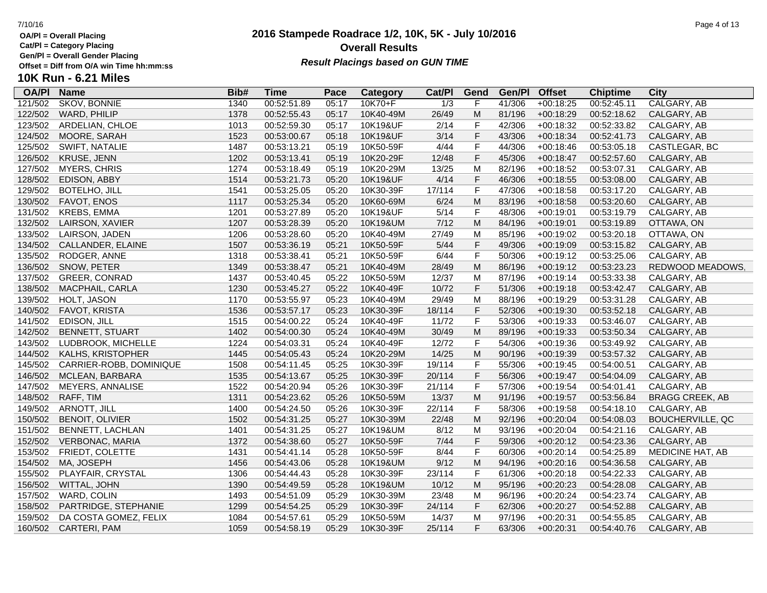OA/Pl = Overall Placing
Cat/Pl = Category Placing
Gen/Pl = Overall Gender Placing
Offset = Diff from O/A win Time hh:mm:ss

# 2016 Stampede Roadrace 1/2, 10K, 5K - July 10/2016

## Overall Results

***Result Placings based on GUN TIME***

## 10K Run - 6.21 Miles

| OA/Pl | Name | Bib# | Time | Pace | Category | Cat/Pl | Gend | Gen/Pl | Offset | Chiptime | City |
|---|---|---|---|---|---|---|---|---|---|---|---|
| 121/502 | SKOV, BONNIE | 1340 | 00:52:51.89 | 05:17 | 10K70+F | 1/3 | F | 41/306 | +00:18:25 | 00:52:45.11 | CALGARY, AB |
| 122/502 | WARD, PHILIP | 1378 | 00:52:55.43 | 05:17 | 10K40-49M | 26/49 | M | 81/196 | +00:18:29 | 00:52:18.62 | CALGARY, AB |
| 123/502 | ARDELIAN, CHLOE | 1013 | 00:52:59.30 | 05:17 | 10K19&UF | 2/14 | F | 42/306 | +00:18:32 | 00:52:33.82 | CALGARY, AB |
| 124/502 | MOORE, SARAH | 1523 | 00:53:00.67 | 05:18 | 10K19&UF | 3/14 | F | 43/306 | +00:18:34 | 00:52:41.73 | CALGARY, AB |
| 125/502 | SWIFT, NATALIE | 1487 | 00:53:13.21 | 05:19 | 10K50-59F | 4/44 | F | 44/306 | +00:18:46 | 00:53:05.18 | CASTLEGAR, BC |
| 126/502 | KRUSE, JENN | 1202 | 00:53:13.41 | 05:19 | 10K20-29F | 12/48 | F | 45/306 | +00:18:47 | 00:52:57.60 | CALGARY, AB |
| 127/502 | MYERS, CHRIS | 1274 | 00:53:18.49 | 05:19 | 10K20-29M | 13/25 | M | 82/196 | +00:18:52 | 00:53:07.31 | CALGARY, AB |
| 128/502 | EDISON, ABBY | 1514 | 00:53:21.73 | 05:20 | 10K19&UF | 4/14 | F | 46/306 | +00:18:55 | 00:53:08.00 | CALGARY, AB |
| 129/502 | BOTELHO, JILL | 1541 | 00:53:25.05 | 05:20 | 10K30-39F | 17/114 | F | 47/306 | +00:18:58 | 00:53:17.20 | CALGARY, AB |
| 130/502 | FAVOT, ENOS | 1117 | 00:53:25.34 | 05:20 | 10K60-69M | 6/24 | M | 83/196 | +00:18:58 | 00:53:20.60 | CALGARY, AB |
| 131/502 | KREBS, EMMA | 1201 | 00:53:27.89 | 05:20 | 10K19&UF | 5/14 | F | 48/306 | +00:19:01 | 00:53:19.79 | CALGARY, AB |
| 132/502 | LAIRSON, XAVIER | 1207 | 00:53:28.39 | 05:20 | 10K19&UM | 7/12 | M | 84/196 | +00:19:01 | 00:53:19.89 | OTTAWA, ON |
| 133/502 | LAIRSON, JADEN | 1206 | 00:53:28.60 | 05:20 | 10K40-49M | 27/49 | M | 85/196 | +00:19:02 | 00:53:20.18 | OTTAWA, ON |
| 134/502 | CALLANDER, ELAINE | 1507 | 00:53:36.19 | 05:21 | 10K50-59F | 5/44 | F | 49/306 | +00:19:09 | 00:53:15.82 | CALGARY, AB |
| 135/502 | RODGER, ANNE | 1318 | 00:53:38.41 | 05:21 | 10K50-59F | 6/44 | F | 50/306 | +00:19:12 | 00:53:25.06 | CALGARY, AB |
| 136/502 | SNOW, PETER | 1349 | 00:53:38.47 | 05:21 | 10K40-49M | 28/49 | M | 86/196 | +00:19:12 | 00:53:23.23 | REDWOOD MEADOWS, |
| 137/502 | GREER, CONRAD | 1437 | 00:53:40.45 | 05:22 | 10K50-59M | 12/37 | M | 87/196 | +00:19:14 | 00:53:33.38 | CALGARY, AB |
| 138/502 | MACPHAIL, CARLA | 1230 | 00:53:45.27 | 05:22 | 10K40-49F | 10/72 | F | 51/306 | +00:19:18 | 00:53:42.47 | CALGARY, AB |
| 139/502 | HOLT, JASON | 1170 | 00:53:55.97 | 05:23 | 10K40-49M | 29/49 | M | 88/196 | +00:19:29 | 00:53:31.28 | CALGARY, AB |
| 140/502 | FAVOT, KRISTA | 1536 | 00:53:57.17 | 05:23 | 10K30-39F | 18/114 | F | 52/306 | +00:19:30 | 00:53:52.18 | CALGARY, AB |
| 141/502 | EDISON, JILL | 1515 | 00:54:00.22 | 05:24 | 10K40-49F | 11/72 | F | 53/306 | +00:19:33 | 00:53:46.07 | CALGARY, AB |
| 142/502 | BENNETT, STUART | 1402 | 00:54:00.30 | 05:24 | 10K40-49M | 30/49 | M | 89/196 | +00:19:33 | 00:53:50.34 | CALGARY, AB |
| 143/502 | LUDBROOK, MICHELLE | 1224 | 00:54:03.31 | 05:24 | 10K40-49F | 12/72 | F | 54/306 | +00:19:36 | 00:53:49.92 | CALGARY, AB |
| 144/502 | KALHS, KRISTOPHER | 1445 | 00:54:05.43 | 05:24 | 10K20-29M | 14/25 | M | 90/196 | +00:19:39 | 00:53:57.32 | CALGARY, AB |
| 145/502 | CARRIER-ROBB, DOMINIQUE | 1508 | 00:54:11.45 | 05:25 | 10K30-39F | 19/114 | F | 55/306 | +00:19:45 | 00:54:00.51 | CALGARY, AB |
| 146/502 | MCLEAN, BARBARA | 1535 | 00:54:13.67 | 05:25 | 10K30-39F | 20/114 | F | 56/306 | +00:19:47 | 00:54:04.09 | CALGARY, AB |
| 147/502 | MEYERS, ANNALISE | 1522 | 00:54:20.94 | 05:26 | 10K30-39F | 21/114 | F | 57/306 | +00:19:54 | 00:54:01.41 | CALGARY, AB |
| 148/502 | RAFF, TIM | 1311 | 00:54:23.62 | 05:26 | 10K50-59M | 13/37 | M | 91/196 | +00:19:57 | 00:53:56.84 | BRAGG CREEK, AB |
| 149/502 | ARNOTT, JILL | 1400 | 00:54:24.50 | 05:26 | 10K30-39F | 22/114 | F | 58/306 | +00:19:58 | 00:54:18.10 | CALGARY, AB |
| 150/502 | BENOIT, OLIVIER | 1502 | 00:54:31.25 | 05:27 | 10K30-39M | 22/48 | M | 92/196 | +00:20:04 | 00:54:08.03 | BOUCHERVILLE, QC |
| 151/502 | BENNETT, LACHLAN | 1401 | 00:54:31.25 | 05:27 | 10K19&UM | 8/12 | M | 93/196 | +00:20:04 | 00:54:21.16 | CALGARY, AB |
| 152/502 | VERBONAC, MARIA | 1372 | 00:54:38.60 | 05:27 | 10K50-59F | 7/44 | F | 59/306 | +00:20:12 | 00:54:23.36 | CALGARY, AB |
| 153/502 | FRIEDT, COLETTE | 1431 | 00:54:41.14 | 05:28 | 10K50-59F | 8/44 | F | 60/306 | +00:20:14 | 00:54:25.89 | MEDICINE HAT, AB |
| 154/502 | MA, JOSEPH | 1456 | 00:54:43.06 | 05:28 | 10K19&UM | 9/12 | M | 94/196 | +00:20:16 | 00:54:36.58 | CALGARY, AB |
| 155/502 | PLAYFAIR, CRYSTAL | 1306 | 00:54:44.43 | 05:28 | 10K30-39F | 23/114 | F | 61/306 | +00:20:18 | 00:54:22.33 | CALGARY, AB |
| 156/502 | WITTAL, JOHN | 1390 | 00:54:49.59 | 05:28 | 10K19&UM | 10/12 | M | 95/196 | +00:20:23 | 00:54:28.08 | CALGARY, AB |
| 157/502 | WARD, COLIN | 1493 | 00:54:51.09 | 05:29 | 10K30-39M | 23/48 | M | 96/196 | +00:20:24 | 00:54:23.74 | CALGARY, AB |
| 158/502 | PARTRIDGE, STEPHANIE | 1299 | 00:54:54.25 | 05:29 | 10K30-39F | 24/114 | F | 62/306 | +00:20:27 | 00:54:52.88 | CALGARY, AB |
| 159/502 | DA COSTA GOMEZ, FELIX | 1084 | 00:54:57.61 | 05:29 | 10K50-59M | 14/37 | M | 97/196 | +00:20:31 | 00:54:55.85 | CALGARY, AB |
| 160/502 | CARTERI, PAM | 1059 | 00:54:58.19 | 05:29 | 10K30-39F | 25/114 | F | 63/306 | +00:20:31 | 00:54:40.76 | CALGARY, AB |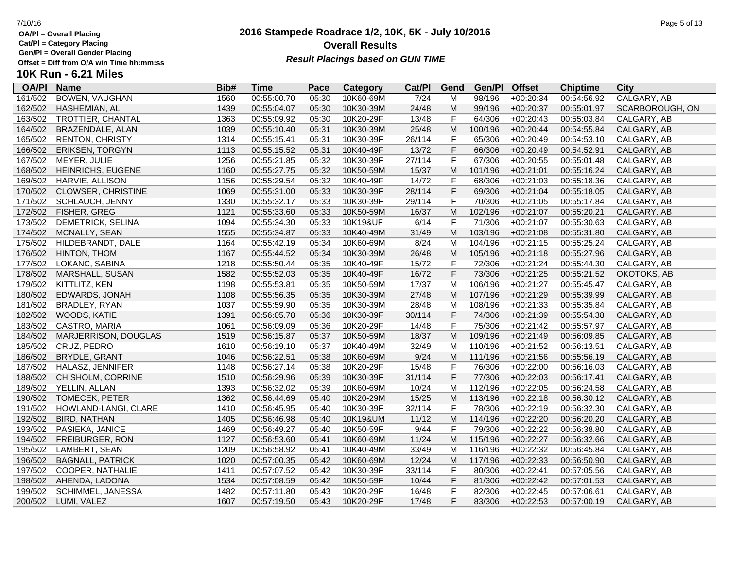OA/Pl = Overall Placing
Cat/Pl = Category Placing
Gen/Pl = Overall Gender Placing
Offset = Diff from O/A win Time hh:mm:ss

# 2016 Stampede Roadrace 1/2, 10K, 5K - July 10/2016

## Overall Results

***Result Placings based on GUN TIME***

## 10K Run - 6.21 Miles

| OA/Pl | Name | Bib# | Time | Pace | Category | Cat/Pl | Gend | Gen/Pl | Offset | Chiptime | City |
|---|---|---|---|---|---|---|---|---|---|---|---|
| 161/502 | BOWEN, VAUGHAN | 1560 | 00:55:00.70 | 05:30 | 10K60-69M | 7/24 | M | 98/196 | +00:20:34 | 00:54:56.92 | CALGARY, AB |
| 162/502 | HASHEMIAN, ALI | 1439 | 00:55:04.07 | 05:30 | 10K30-39M | 24/48 | M | 99/196 | +00:20:37 | 00:55:01.97 | SCARBOROUGH, ON |
| 163/502 | TROTTIER, CHANTAL | 1363 | 00:55:09.92 | 05:30 | 10K20-29F | 13/48 | F | 64/306 | +00:20:43 | 00:55:03.84 | CALGARY, AB |
| 164/502 | BRAZENDALE, ALAN | 1039 | 00:55:10.40 | 05:31 | 10K30-39M | 25/48 | M | 100/196 | +00:20:44 | 00:54:55.84 | CALGARY, AB |
| 165/502 | RENTON, CHRISTY | 1314 | 00:55:15.41 | 05:31 | 10K30-39F | 26/114 | F | 65/306 | +00:20:49 | 00:54:53.10 | CALGARY, AB |
| 166/502 | ERIKSEN, TORGYN | 1113 | 00:55:15.52 | 05:31 | 10K40-49F | 13/72 | F | 66/306 | +00:20:49 | 00:54:52.91 | CALGARY, AB |
| 167/502 | MEYER, JULIE | 1256 | 00:55:21.85 | 05:32 | 10K30-39F | 27/114 | F | 67/306 | +00:20:55 | 00:55:01.48 | CALGARY, AB |
| 168/502 | HEINRICHS, EUGENE | 1160 | 00:55:27.75 | 05:32 | 10K50-59M | 15/37 | M | 101/196 | +00:21:01 | 00:55:16.24 | CALGARY, AB |
| 169/502 | HARVIE, ALLISON | 1156 | 00:55:29.54 | 05:32 | 10K40-49F | 14/72 | F | 68/306 | +00:21:03 | 00:55:18.36 | CALGARY, AB |
| 170/502 | CLOWSER, CHRISTINE | 1069 | 00:55:31.00 | 05:33 | 10K30-39F | 28/114 | F | 69/306 | +00:21:04 | 00:55:18.05 | CALGARY, AB |
| 171/502 | SCHLAUCH, JENNY | 1330 | 00:55:32.17 | 05:33 | 10K30-39F | 29/114 | F | 70/306 | +00:21:05 | 00:55:17.84 | CALGARY, AB |
| 172/502 | FISHER, GREG | 1121 | 00:55:33.60 | 05:33 | 10K50-59M | 16/37 | M | 102/196 | +00:21:07 | 00:55:20.21 | CALGARY, AB |
| 173/502 | DEMETRICK, SELINA | 1094 | 00:55:34.30 | 05:33 | 10K19&UF | 6/14 | F | 71/306 | +00:21:07 | 00:55:30.63 | CALGARY, AB |
| 174/502 | MCNALLY, SEAN | 1555 | 00:55:34.87 | 05:33 | 10K40-49M | 31/49 | M | 103/196 | +00:21:08 | 00:55:31.80 | CALGARY, AB |
| 175/502 | HILDEBRANDT, DALE | 1164 | 00:55:42.19 | 05:34 | 10K60-69M | 8/24 | M | 104/196 | +00:21:15 | 00:55:25.24 | CALGARY, AB |
| 176/502 | HINTON, THOM | 1167 | 00:55:44.52 | 05:34 | 10K30-39M | 26/48 | M | 105/196 | +00:21:18 | 00:55:27.96 | CALGARY, AB |
| 177/502 | LOKANC, SABINA | 1218 | 00:55:50.44 | 05:35 | 10K40-49F | 15/72 | F | 72/306 | +00:21:24 | 00:55:44.30 | CALGARY, AB |
| 178/502 | MARSHALL, SUSAN | 1582 | 00:55:52.03 | 05:35 | 10K40-49F | 16/72 | F | 73/306 | +00:21:25 | 00:55:21.52 | OKOTOKS, AB |
| 179/502 | KITTLITZ, KEN | 1198 | 00:55:53.81 | 05:35 | 10K50-59M | 17/37 | M | 106/196 | +00:21:27 | 00:55:45.47 | CALGARY, AB |
| 180/502 | EDWARDS, JONAH | 1108 | 00:55:56.35 | 05:35 | 10K30-39M | 27/48 | M | 107/196 | +00:21:29 | 00:55:39.99 | CALGARY, AB |
| 181/502 | BRADLEY, RYAN | 1037 | 00:55:59.90 | 05:35 | 10K30-39M | 28/48 | M | 108/196 | +00:21:33 | 00:55:35.84 | CALGARY, AB |
| 182/502 | WOODS, KATIE | 1391 | 00:56:05.78 | 05:36 | 10K30-39F | 30/114 | F | 74/306 | +00:21:39 | 00:55:54.38 | CALGARY, AB |
| 183/502 | CASTRO, MARIA | 1061 | 00:56:09.09 | 05:36 | 10K20-29F | 14/48 | F | 75/306 | +00:21:42 | 00:55:57.97 | CALGARY, AB |
| 184/502 | MARJERRISON, DOUGLAS | 1519 | 00:56:15.87 | 05:37 | 10K50-59M | 18/37 | M | 109/196 | +00:21:49 | 00:56:09.85 | CALGARY, AB |
| 185/502 | CRUZ, PEDRO | 1610 | 00:56:19.10 | 05:37 | 10K40-49M | 32/49 | M | 110/196 | +00:21:52 | 00:56:13.51 | CALGARY, AB |
| 186/502 | BRYDLE, GRANT | 1046 | 00:56:22.51 | 05:38 | 10K60-69M | 9/24 | M | 111/196 | +00:21:56 | 00:55:56.19 | CALGARY, AB |
| 187/502 | HALASZ, JENNIFER | 1148 | 00:56:27.14 | 05:38 | 10K20-29F | 15/48 | F | 76/306 | +00:22:00 | 00:56:16.03 | CALGARY, AB |
| 188/502 | CHISHOLM, CORRINE | 1510 | 00:56:29.96 | 05:39 | 10K30-39F | 31/114 | F | 77/306 | +00:22:03 | 00:56:17.41 | CALGARY, AB |
| 189/502 | YELLIN, ALLAN | 1393 | 00:56:32.02 | 05:39 | 10K60-69M | 10/24 | M | 112/196 | +00:22:05 | 00:56:24.58 | CALGARY, AB |
| 190/502 | TOMECEK, PETER | 1362 | 00:56:44.69 | 05:40 | 10K20-29M | 15/25 | M | 113/196 | +00:22:18 | 00:56:30.12 | CALGARY, AB |
| 191/502 | HOWLAND-LANGI, CLARE | 1410 | 00:56:45.95 | 05:40 | 10K30-39F | 32/114 | F | 78/306 | +00:22:19 | 00:56:32.30 | CALGARY, AB |
| 192/502 | BIRD, NATHAN | 1405 | 00:56:46.98 | 05:40 | 10K19&UM | 11/12 | M | 114/196 | +00:22:20 | 00:56:20.20 | CALGARY, AB |
| 193/502 | PASIEKA, JANICE | 1469 | 00:56:49.27 | 05:40 | 10K50-59F | 9/44 | F | 79/306 | +00:22:22 | 00:56:38.80 | CALGARY, AB |
| 194/502 | FREIBURGER, RON | 1127 | 00:56:53.60 | 05:41 | 10K60-69M | 11/24 | M | 115/196 | +00:22:27 | 00:56:32.66 | CALGARY, AB |
| 195/502 | LAMBERT, SEAN | 1209 | 00:56:58.92 | 05:41 | 10K40-49M | 33/49 | M | 116/196 | +00:22:32 | 00:56:45.84 | CALGARY, AB |
| 196/502 | BAGNALL, PATRICK | 1020 | 00:57:00.35 | 05:42 | 10K60-69M | 12/24 | M | 117/196 | +00:22:33 | 00:56:50.90 | CALGARY, AB |
| 197/502 | COOPER, NATHALIE | 1411 | 00:57:07.52 | 05:42 | 10K30-39F | 33/114 | F | 80/306 | +00:22:41 | 00:57:05.56 | CALGARY, AB |
| 198/502 | AHENDA, LADONA | 1534 | 00:57:08.59 | 05:42 | 10K50-59F | 10/44 | F | 81/306 | +00:22:42 | 00:57:01.53 | CALGARY, AB |
| 199/502 | SCHIMMEL, JANESSA | 1482 | 00:57:11.80 | 05:43 | 10K20-29F | 16/48 | F | 82/306 | +00:22:45 | 00:57:06.61 | CALGARY, AB |
| 200/502 | LUMI, VALEZ | 1607 | 00:57:19.50 | 05:43 | 10K20-29F | 17/48 | F | 83/306 | +00:22:53 | 00:57:00.19 | CALGARY, AB |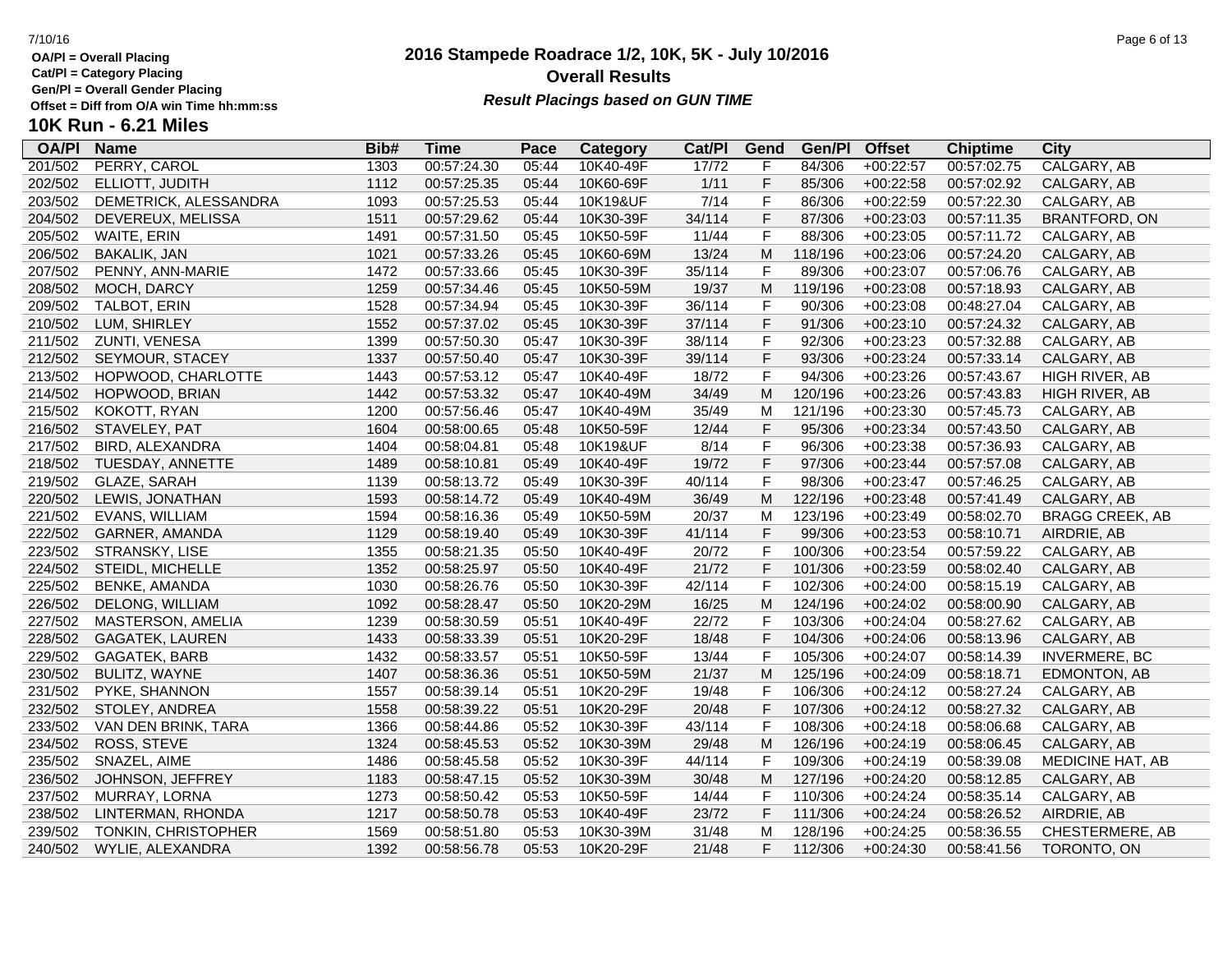OA/Pl = Overall Placing
Cat/Pl = Category Placing
Gen/Pl = Overall Gender Placing
Offset = Diff from O/A win Time hh:mm:ss

# 2016 Stampede Roadrace 1/2, 10K, 5K - July 10/2016
## Overall Results
***Result Placings based on GUN TIME***

## 10K Run - 6.21 Miles

| OA/Pl | Name | Bib# | Time | Pace | Category | Cat/Pl | Gend | Gen/Pl | Offset | Chiptime | City |
|---|---|---|---|---|---|---|---|---|---|---|---|
| 201/502 | PERRY, CAROL | 1303 | 00:57:24.30 | 05:44 | 10K40-49F | 17/72 | F | 84/306 | +00:22:57 | 00:57:02.75 | CALGARY, AB |
| 202/502 | ELLIOTT, JUDITH | 1112 | 00:57:25.35 | 05:44 | 10K60-69F | 1/11 | F | 85/306 | +00:22:58 | 00:57:02.92 | CALGARY, AB |
| 203/502 | DEMETRICK, ALESSANDRA | 1093 | 00:57:25.53 | 05:44 | 10K19&UF | 7/14 | F | 86/306 | +00:22:59 | 00:57:22.30 | CALGARY, AB |
| 204/502 | DEVEREUX, MELISSA | 1511 | 00:57:29.62 | 05:44 | 10K30-39F | 34/114 | F | 87/306 | +00:23:03 | 00:57:11.35 | BRANTFORD, ON |
| 205/502 | WAITE, ERIN | 1491 | 00:57:31.50 | 05:45 | 10K50-59F | 11/44 | F | 88/306 | +00:23:05 | 00:57:11.72 | CALGARY, AB |
| 206/502 | BAKALIK, JAN | 1021 | 00:57:33.26 | 05:45 | 10K60-69M | 13/24 | M | 118/196 | +00:23:06 | 00:57:24.20 | CALGARY, AB |
| 207/502 | PENNY, ANN-MARIE | 1472 | 00:57:33.66 | 05:45 | 10K30-39F | 35/114 | F | 89/306 | +00:23:07 | 00:57:06.76 | CALGARY, AB |
| 208/502 | MOCH, DARCY | 1259 | 00:57:34.46 | 05:45 | 10K50-59M | 19/37 | M | 119/196 | +00:23:08 | 00:57:18.93 | CALGARY, AB |
| 209/502 | TALBOT, ERIN | 1528 | 00:57:34.94 | 05:45 | 10K30-39F | 36/114 | F | 90/306 | +00:23:08 | 00:48:27.04 | CALGARY, AB |
| 210/502 | LUM, SHIRLEY | 1552 | 00:57:37.02 | 05:45 | 10K30-39F | 37/114 | F | 91/306 | +00:23:10 | 00:57:24.32 | CALGARY, AB |
| 211/502 | ZUNTI, VENESA | 1399 | 00:57:50.30 | 05:47 | 10K30-39F | 38/114 | F | 92/306 | +00:23:23 | 00:57:32.88 | CALGARY, AB |
| 212/502 | SEYMOUR, STACEY | 1337 | 00:57:50.40 | 05:47 | 10K30-39F | 39/114 | F | 93/306 | +00:23:24 | 00:57:33.14 | CALGARY, AB |
| 213/502 | HOPWOOD, CHARLOTTE | 1443 | 00:57:53.12 | 05:47 | 10K40-49F | 18/72 | F | 94/306 | +00:23:26 | 00:57:43.67 | HIGH RIVER, AB |
| 214/502 | HOPWOOD, BRIAN | 1442 | 00:57:53.32 | 05:47 | 10K40-49M | 34/49 | M | 120/196 | +00:23:26 | 00:57:43.83 | HIGH RIVER, AB |
| 215/502 | KOKOTT, RYAN | 1200 | 00:57:56.46 | 05:47 | 10K40-49M | 35/49 | M | 121/196 | +00:23:30 | 00:57:45.73 | CALGARY, AB |
| 216/502 | STAVELEY, PAT | 1604 | 00:58:00.65 | 05:48 | 10K50-59F | 12/44 | F | 95/306 | +00:23:34 | 00:57:43.50 | CALGARY, AB |
| 217/502 | BIRD, ALEXANDRA | 1404 | 00:58:04.81 | 05:48 | 10K19&UF | 8/14 | F | 96/306 | +00:23:38 | 00:57:36.93 | CALGARY, AB |
| 218/502 | TUESDAY, ANNETTE | 1489 | 00:58:10.81 | 05:49 | 10K40-49F | 19/72 | F | 97/306 | +00:23:44 | 00:57:57.08 | CALGARY, AB |
| 219/502 | GLAZE, SARAH | 1139 | 00:58:13.72 | 05:49 | 10K30-39F | 40/114 | F | 98/306 | +00:23:47 | 00:57:46.25 | CALGARY, AB |
| 220/502 | LEWIS, JONATHAN | 1593 | 00:58:14.72 | 05:49 | 10K40-49M | 36/49 | M | 122/196 | +00:23:48 | 00:57:41.49 | CALGARY, AB |
| 221/502 | EVANS, WILLIAM | 1594 | 00:58:16.36 | 05:49 | 10K50-59M | 20/37 | M | 123/196 | +00:23:49 | 00:58:02.70 | BRAGG CREEK, AB |
| 222/502 | GARNER, AMANDA | 1129 | 00:58:19.40 | 05:49 | 10K30-39F | 41/114 | F | 99/306 | +00:23:53 | 00:58:10.71 | AIRDRIE, AB |
| 223/502 | STRANSKY, LISE | 1355 | 00:58:21.35 | 05:50 | 10K40-49F | 20/72 | F | 100/306 | +00:23:54 | 00:57:59.22 | CALGARY, AB |
| 224/502 | STEIDL, MICHELLE | 1352 | 00:58:25.97 | 05:50 | 10K40-49F | 21/72 | F | 101/306 | +00:23:59 | 00:58:02.40 | CALGARY, AB |
| 225/502 | BENKE, AMANDA | 1030 | 00:58:26.76 | 05:50 | 10K30-39F | 42/114 | F | 102/306 | +00:24:00 | 00:58:15.19 | CALGARY, AB |
| 226/502 | DELONG, WILLIAM | 1092 | 00:58:28.47 | 05:50 | 10K20-29M | 16/25 | M | 124/196 | +00:24:02 | 00:58:00.90 | CALGARY, AB |
| 227/502 | MASTERSON, AMELIA | 1239 | 00:58:30.59 | 05:51 | 10K40-49F | 22/72 | F | 103/306 | +00:24:04 | 00:58:27.62 | CALGARY, AB |
| 228/502 | GAGATEK, LAUREN | 1433 | 00:58:33.39 | 05:51 | 10K20-29F | 18/48 | F | 104/306 | +00:24:06 | 00:58:13.96 | CALGARY, AB |
| 229/502 | GAGATEK, BARB | 1432 | 00:58:33.57 | 05:51 | 10K50-59F | 13/44 | F | 105/306 | +00:24:07 | 00:58:14.39 | INVERMERE, BC |
| 230/502 | BULITZ, WAYNE | 1407 | 00:58:36.36 | 05:51 | 10K50-59M | 21/37 | M | 125/196 | +00:24:09 | 00:58:18.71 | EDMONTON, AB |
| 231/502 | PYKE, SHANNON | 1557 | 00:58:39.14 | 05:51 | 10K20-29F | 19/48 | F | 106/306 | +00:24:12 | 00:58:27.24 | CALGARY, AB |
| 232/502 | STOLEY, ANDREA | 1558 | 00:58:39.22 | 05:51 | 10K20-29F | 20/48 | F | 107/306 | +00:24:12 | 00:58:27.32 | CALGARY, AB |
| 233/502 | VAN DEN BRINK, TARA | 1366 | 00:58:44.86 | 05:52 | 10K30-39F | 43/114 | F | 108/306 | +00:24:18 | 00:58:06.68 | CALGARY, AB |
| 234/502 | ROSS, STEVE | 1324 | 00:58:45.53 | 05:52 | 10K30-39M | 29/48 | M | 126/196 | +00:24:19 | 00:58:06.45 | CALGARY, AB |
| 235/502 | SNAZEL, AIME | 1486 | 00:58:45.58 | 05:52 | 10K30-39F | 44/114 | F | 109/306 | +00:24:19 | 00:58:39.08 | MEDICINE HAT, AB |
| 236/502 | JOHNSON, JEFFREY | 1183 | 00:58:47.15 | 05:52 | 10K30-39M | 30/48 | M | 127/196 | +00:24:20 | 00:58:12.85 | CALGARY, AB |
| 237/502 | MURRAY, LORNA | 1273 | 00:58:50.42 | 05:53 | 10K50-59F | 14/44 | F | 110/306 | +00:24:24 | 00:58:35.14 | CALGARY, AB |
| 238/502 | LINTERMAN, RHONDA | 1217 | 00:58:50.78 | 05:53 | 10K40-49F | 23/72 | F | 111/306 | +00:24:24 | 00:58:26.52 | AIRDRIE, AB |
| 239/502 | TONKIN, CHRISTOPHER | 1569 | 00:58:51.80 | 05:53 | 10K30-39M | 31/48 | M | 128/196 | +00:24:25 | 00:58:36.55 | CHESTERMERE, AB |
| 240/502 | WYLIE, ALEXANDRA | 1392 | 00:58:56.78 | 05:53 | 10K20-29F | 21/48 | F | 112/306 | +00:24:30 | 00:58:41.56 | TORONTO, ON |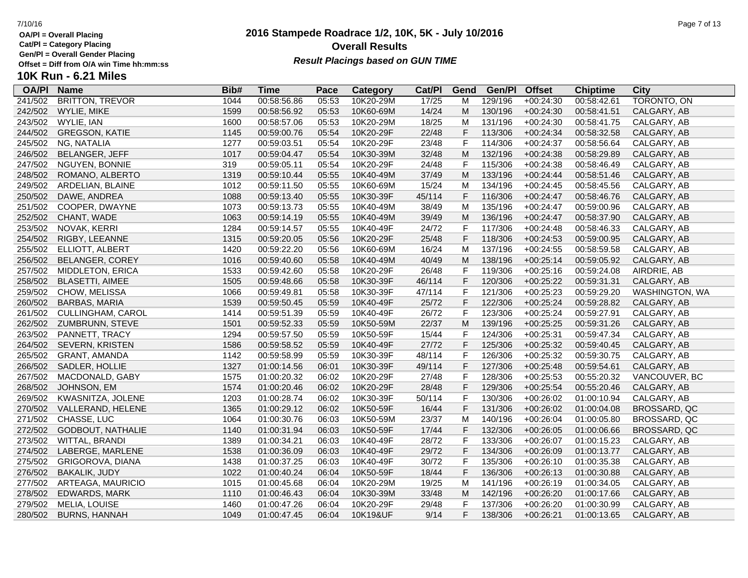OA/Pl = Overall Placing
Cat/Pl = Category Placing
Gen/Pl = Overall Gender Placing
Offset = Diff from O/A win Time hh:mm:ss

# 2016 Stampede Roadrace 1/2, 10K, 5K - July 10/2016

## Overall Results

***Result Placings based on GUN TIME***

## 10K Run - 6.21 Miles

| OA/Pl | Name | Bib# | Time | Pace | Category | Cat/Pl | Gend | Gen/Pl | Offset | Chiptime | City |
|---|---|---|---|---|---|---|---|---|---|---|---|
| 241/502 | BRITTON, TREVOR | 1044 | 00:58:56.86 | 05:53 | 10K20-29M | 17/25 | M | 129/196 | +00:24:30 | 00:58:42.61 | TORONTO, ON |
| 242/502 | WYLIE, MIKE | 1599 | 00:58:56.92 | 05:53 | 10K60-69M | 14/24 | M | 130/196 | +00:24:30 | 00:58:41.51 | CALGARY, AB |
| 243/502 | WYLIE, IAN | 1600 | 00:58:57.06 | 05:53 | 10K20-29M | 18/25 | M | 131/196 | +00:24:30 | 00:58:41.75 | CALGARY, AB |
| 244/502 | GREGSON, KATIE | 1145 | 00:59:00.76 | 05:54 | 10K20-29F | 22/48 | F | 113/306 | +00:24:34 | 00:58:32.58 | CALGARY, AB |
| 245/502 | NG, NATALIA | 1277 | 00:59:03.51 | 05:54 | 10K20-29F | 23/48 | F | 114/306 | +00:24:37 | 00:58:56.64 | CALGARY, AB |
| 246/502 | BELANGER, JEFF | 1017 | 00:59:04.47 | 05:54 | 10K30-39M | 32/48 | M | 132/196 | +00:24:38 | 00:58:29.89 | CALGARY, AB |
| 247/502 | NGUYEN, BONNIE | 319 | 00:59:05.11 | 05:54 | 10K20-29F | 24/48 | F | 115/306 | +00:24:38 | 00:58:46.49 | CALGARY, AB |
| 248/502 | ROMANO, ALBERTO | 1319 | 00:59:10.44 | 05:55 | 10K40-49M | 37/49 | M | 133/196 | +00:24:44 | 00:58:51.46 | CALGARY, AB |
| 249/502 | ARDELIAN, BLAINE | 1012 | 00:59:11.50 | 05:55 | 10K60-69M | 15/24 | M | 134/196 | +00:24:45 | 00:58:45.56 | CALGARY, AB |
| 250/502 | DAWE, ANDREA | 1088 | 00:59:13.40 | 05:55 | 10K30-39F | 45/114 | F | 116/306 | +00:24:47 | 00:58:46.76 | CALGARY, AB |
| 251/502 | COOPER, DWAYNE | 1073 | 00:59:13.73 | 05:55 | 10K40-49M | 38/49 | M | 135/196 | +00:24:47 | 00:59:00.96 | CALGARY, AB |
| 252/502 | CHANT, WADE | 1063 | 00:59:14.19 | 05:55 | 10K40-49M | 39/49 | M | 136/196 | +00:24:47 | 00:58:37.90 | CALGARY, AB |
| 253/502 | NOVAK, KERRI | 1284 | 00:59:14.57 | 05:55 | 10K40-49F | 24/72 | F | 117/306 | +00:24:48 | 00:58:46.33 | CALGARY, AB |
| 254/502 | RIGBY, LEEANNE | 1315 | 00:59:20.05 | 05:56 | 10K20-29F | 25/48 | F | 118/306 | +00:24:53 | 00:59:00.95 | CALGARY, AB |
| 255/502 | ELLIOTT, ALBERT | 1420 | 00:59:22.20 | 05:56 | 10K60-69M | 16/24 | M | 137/196 | +00:24:55 | 00:58:59.58 | CALGARY, AB |
| 256/502 | BELANGER, COREY | 1016 | 00:59:40.60 | 05:58 | 10K40-49M | 40/49 | M | 138/196 | +00:25:14 | 00:59:05.92 | CALGARY, AB |
| 257/502 | MIDDLETON, ERICA | 1533 | 00:59:42.60 | 05:58 | 10K20-29F | 26/48 | F | 119/306 | +00:25:16 | 00:59:24.08 | AIRDRIE, AB |
| 258/502 | BLASETTI, AIMEE | 1505 | 00:59:48.66 | 05:58 | 10K30-39F | 46/114 | F | 120/306 | +00:25:22 | 00:59:31.31 | CALGARY, AB |
| 259/502 | CHOW, MELISSA | 1066 | 00:59:49.81 | 05:58 | 10K30-39F | 47/114 | F | 121/306 | +00:25:23 | 00:59:29.20 | WASHINGTON, WA |
| 260/502 | BARBAS, MARIA | 1539 | 00:59:50.45 | 05:59 | 10K40-49F | 25/72 | F | 122/306 | +00:25:24 | 00:59:28.82 | CALGARY, AB |
| 261/502 | CULLINGHAM, CAROL | 1414 | 00:59:51.39 | 05:59 | 10K40-49F | 26/72 | F | 123/306 | +00:25:24 | 00:59:27.91 | CALGARY, AB |
| 262/502 | ZUMBRUNN, STEVE | 1501 | 00:59:52.33 | 05:59 | 10K50-59M | 22/37 | M | 139/196 | +00:25:25 | 00:59:31.26 | CALGARY, AB |
| 263/502 | PANNETT, TRACY | 1294 | 00:59:57.50 | 05:59 | 10K50-59F | 15/44 | F | 124/306 | +00:25:31 | 00:59:47.34 | CALGARY, AB |
| 264/502 | SEVERN, KRISTEN | 1586 | 00:59:58.52 | 05:59 | 10K40-49F | 27/72 | F | 125/306 | +00:25:32 | 00:59:40.45 | CALGARY, AB |
| 265/502 | GRANT, AMANDA | 1142 | 00:59:58.99 | 05:59 | 10K30-39F | 48/114 | F | 126/306 | +00:25:32 | 00:59:30.75 | CALGARY, AB |
| 266/502 | SADLER, HOLLIE | 1327 | 01:00:14.56 | 06:01 | 10K30-39F | 49/114 | F | 127/306 | +00:25:48 | 00:59:54.61 | CALGARY, AB |
| 267/502 | MACDONALD, GABY | 1575 | 01:00:20.32 | 06:02 | 10K20-29F | 27/48 | F | 128/306 | +00:25:53 | 00:55:20.32 | VANCOUVER, BC |
| 268/502 | JOHNSON, EM | 1574 | 01:00:20.46 | 06:02 | 10K20-29F | 28/48 | F | 129/306 | +00:25:54 | 00:55:20.46 | CALGARY, AB |
| 269/502 | KWASNITZA, JOLENE | 1203 | 01:00:28.74 | 06:02 | 10K30-39F | 50/114 | F | 130/306 | +00:26:02 | 01:00:10.94 | CALGARY, AB |
| 270/502 | VALLERAND, HELENE | 1365 | 01:00:29.12 | 06:02 | 10K50-59F | 16/44 | F | 131/306 | +00:26:02 | 01:00:04.08 | BROSSARD, QC |
| 271/502 | CHASSE, LUC | 1064 | 01:00:30.76 | 06:03 | 10K50-59M | 23/37 | M | 140/196 | +00:26:04 | 01:00:05.80 | BROSSARD, QC |
| 272/502 | GODBOUT, NATHALIE | 1140 | 01:00:31.94 | 06:03 | 10K50-59F | 17/44 | F | 132/306 | +00:26:05 | 01:00:06.66 | BROSSARD, QC |
| 273/502 | WITTAL, BRANDI | 1389 | 01:00:34.21 | 06:03 | 10K40-49F | 28/72 | F | 133/306 | +00:26:07 | 01:00:15.23 | CALGARY, AB |
| 274/502 | LABERGE, MARLENE | 1538 | 01:00:36.09 | 06:03 | 10K40-49F | 29/72 | F | 134/306 | +00:26:09 | 01:00:13.77 | CALGARY, AB |
| 275/502 | GRIGOROVA, DIANA | 1438 | 01:00:37.25 | 06:03 | 10K40-49F | 30/72 | F | 135/306 | +00:26:10 | 01:00:35.38 | CALGARY, AB |
| 276/502 | BAKALIK, JUDY | 1022 | 01:00:40.24 | 06:04 | 10K50-59F | 18/44 | F | 136/306 | +00:26:13 | 01:00:30.88 | CALGARY, AB |
| 277/502 | ARTEAGA, MAURICIO | 1015 | 01:00:45.68 | 06:04 | 10K20-29M | 19/25 | M | 141/196 | +00:26:19 | 01:00:34.05 | CALGARY, AB |
| 278/502 | EDWARDS, MARK | 1110 | 01:00:46.43 | 06:04 | 10K30-39M | 33/48 | M | 142/196 | +00:26:20 | 01:00:17.66 | CALGARY, AB |
| 279/502 | MELIA, LOUISE | 1460 | 01:00:47.26 | 06:04 | 10K20-29F | 29/48 | F | 137/306 | +00:26:20 | 01:00:30.99 | CALGARY, AB |
| 280/502 | BURNS, HANNAH | 1049 | 01:00:47.45 | 06:04 | 10K19&UF | 9/14 | F | 138/306 | +00:26:21 | 01:00:13.65 | CALGARY, AB |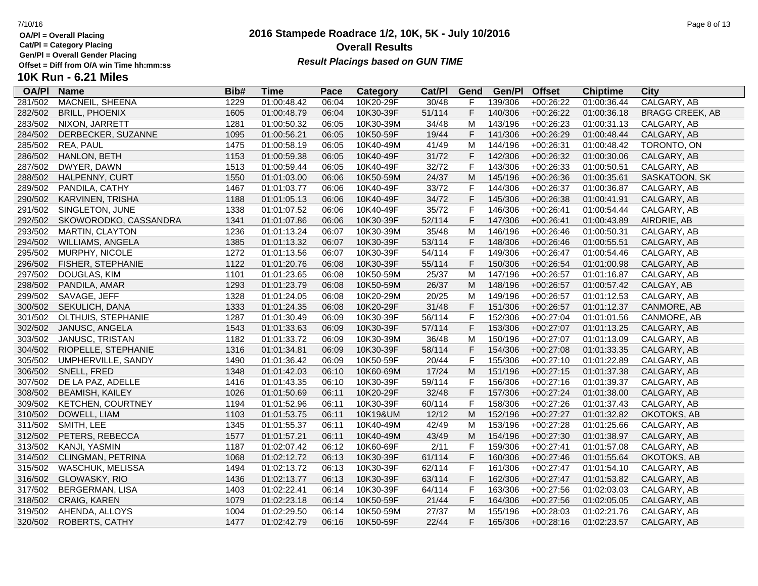OA/Pl = Overall Placing
Cat/Pl = Category Placing
Gen/Pl = Overall Gender Placing
Offset = Diff from O/A win Time hh:mm:ss

# 2016 Stampede Roadrace 1/2, 10K, 5K - July 10/2016

## Overall Results

***Result Placings based on GUN TIME***

## 10K Run - 6.21 Miles

| OA/Pl | Name | Bib# | Time | Pace | Category | Cat/Pl | Gend | Gen/Pl | Offset | Chiptime | City |
|---|---|---|---|---|---|---|---|---|---|---|---|
| 281/502 | MACNEIL, SHEENA | 1229 | 01:00:48.42 | 06:04 | 10K20-29F | 30/48 | F | 139/306 | +00:26:22 | 01:00:36.44 | CALGARY, AB |
| 282/502 | BRILL, PHOENIX | 1605 | 01:00:48.79 | 06:04 | 10K30-39F | 51/114 | F | 140/306 | +00:26:22 | 01:00:36.18 | BRAGG CREEK, AB |
| 283/502 | NIXON, JARRETT | 1281 | 01:00:50.32 | 06:05 | 10K30-39M | 34/48 | M | 143/196 | +00:26:23 | 01:00:31.13 | CALGARY, AB |
| 284/502 | DERBECKER, SUZANNE | 1095 | 01:00:56.21 | 06:05 | 10K50-59F | 19/44 | F | 141/306 | +00:26:29 | 01:00:48.44 | CALGARY, AB |
| 285/502 | REA, PAUL | 1475 | 01:00:58.19 | 06:05 | 10K40-49M | 41/49 | M | 144/196 | +00:26:31 | 01:00:48.42 | TORONTO, ON |
| 286/502 | HANLON, BETH | 1153 | 01:00:59.38 | 06:05 | 10K40-49F | 31/72 | F | 142/306 | +00:26:32 | 01:00:30.06 | CALGARY, AB |
| 287/502 | DWYER, DAWN | 1513 | 01:00:59.44 | 06:05 | 10K40-49F | 32/72 | F | 143/306 | +00:26:33 | 01:00:50.51 | CALGARY, AB |
| 288/502 | HALPENNY, CURT | 1550 | 01:01:03.00 | 06:06 | 10K50-59M | 24/37 | M | 145/196 | +00:26:36 | 01:00:35.61 | SASKATOON, SK |
| 289/502 | PANDILA, CATHY | 1467 | 01:01:03.77 | 06:06 | 10K40-49F | 33/72 | F | 144/306 | +00:26:37 | 01:00:36.87 | CALGARY, AB |
| 290/502 | KARVINEN, TRISHA | 1188 | 01:01:05.13 | 06:06 | 10K40-49F | 34/72 | F | 145/306 | +00:26:38 | 01:00:41.91 | CALGARY, AB |
| 291/502 | SINGLETON, JUNE | 1338 | 01:01:07.52 | 06:06 | 10K40-49F | 35/72 | F | 146/306 | +00:26:41 | 01:00:54.44 | CALGARY, AB |
| 292/502 | SKOWORODKO, CASSANDRA | 1341 | 01:01:07.86 | 06:06 | 10K30-39F | 52/114 | F | 147/306 | +00:26:41 | 01:00:43.89 | AIRDRIE, AB |
| 293/502 | MARTIN, CLAYTON | 1236 | 01:01:13.24 | 06:07 | 10K30-39M | 35/48 | M | 146/196 | +00:26:46 | 01:00:50.31 | CALGARY, AB |
| 294/502 | WILLIAMS, ANGELA | 1385 | 01:01:13.32 | 06:07 | 10K30-39F | 53/114 | F | 148/306 | +00:26:46 | 01:00:55.51 | CALGARY, AB |
| 295/502 | MURPHY, NICOLE | 1272 | 01:01:13.56 | 06:07 | 10K30-39F | 54/114 | F | 149/306 | +00:26:47 | 01:00:54.46 | CALGARY, AB |
| 296/502 | FISHER, STEPHANIE | 1122 | 01:01:20.76 | 06:08 | 10K30-39F | 55/114 | F | 150/306 | +00:26:54 | 01:01:00.98 | CALGARY, AB |
| 297/502 | DOUGLAS, KIM | 1101 | 01:01:23.65 | 06:08 | 10K50-59M | 25/37 | M | 147/196 | +00:26:57 | 01:01:16.87 | CALGARY, AB |
| 298/502 | PANDILA, AMAR | 1293 | 01:01:23.79 | 06:08 | 10K50-59M | 26/37 | M | 148/196 | +00:26:57 | 01:00:57.42 | CALGAY, AB |
| 299/502 | SAVAGE, JEFF | 1328 | 01:01:24.05 | 06:08 | 10K20-29M | 20/25 | M | 149/196 | +00:26:57 | 01:01:12.53 | CALGARY, AB |
| 300/502 | SEKULICH, DANA | 1333 | 01:01:24.35 | 06:08 | 10K20-29F | 31/48 | F | 151/306 | +00:26:57 | 01:01:12.37 | CANMORE, AB |
| 301/502 | OLTHUIS, STEPHANIE | 1287 | 01:01:30.49 | 06:09 | 10K30-39F | 56/114 | F | 152/306 | +00:27:04 | 01:01:01.56 | CANMORE, AB |
| 302/502 | JANUSC, ANGELA | 1543 | 01:01:33.63 | 06:09 | 10K30-39F | 57/114 | F | 153/306 | +00:27:07 | 01:01:13.25 | CALGARY, AB |
| 303/502 | JANUSC, TRISTAN | 1182 | 01:01:33.72 | 06:09 | 10K30-39M | 36/48 | M | 150/196 | +00:27:07 | 01:01:13.09 | CALGARY, AB |
| 304/502 | RIOPELLE, STEPHANIE | 1316 | 01:01:34.81 | 06:09 | 10K30-39F | 58/114 | F | 154/306 | +00:27:08 | 01:01:33.35 | CALGARY, AB |
| 305/502 | UMPHERVILLE, SANDY | 1490 | 01:01:36.42 | 06:09 | 10K50-59F | 20/44 | F | 155/306 | +00:27:10 | 01:01:22.89 | CALGARY, AB |
| 306/502 | SNELL, FRED | 1348 | 01:01:42.03 | 06:10 | 10K60-69M | 17/24 | M | 151/196 | +00:27:15 | 01:01:37.38 | CALGARY, AB |
| 307/502 | DE LA PAZ, ADELLE | 1416 | 01:01:43.35 | 06:10 | 10K30-39F | 59/114 | F | 156/306 | +00:27:16 | 01:01:39.37 | CALGARY, AB |
| 308/502 | BEAMISH, KAILEY | 1026 | 01:01:50.69 | 06:11 | 10K20-29F | 32/48 | F | 157/306 | +00:27:24 | 01:01:38.00 | CALGARY, AB |
| 309/502 | KETCHEN, COURTNEY | 1194 | 01:01:52.96 | 06:11 | 10K30-39F | 60/114 | F | 158/306 | +00:27:26 | 01:01:37.43 | CALGARY, AB |
| 310/502 | DOWELL, LIAM | 1103 | 01:01:53.75 | 06:11 | 10K19&UM | 12/12 | M | 152/196 | +00:27:27 | 01:01:32.82 | OKOTOKS, AB |
| 311/502 | SMITH, LEE | 1345 | 01:01:55.37 | 06:11 | 10K40-49M | 42/49 | M | 153/196 | +00:27:28 | 01:01:25.66 | CALGARY, AB |
| 312/502 | PETERS, REBECCA | 1577 | 01:01:57.21 | 06:11 | 10K40-49M | 43/49 | M | 154/196 | +00:27:30 | 01:01:38.97 | CALGARY, AB |
| 313/502 | KANJI, YASMIN | 1187 | 01:02:07.42 | 06:12 | 10K60-69F | 2/11 | F | 159/306 | +00:27:41 | 01:01:57.08 | CALGARY, AB |
| 314/502 | CLINGMAN, PETRINA | 1068 | 01:02:12.72 | 06:13 | 10K30-39F | 61/114 | F | 160/306 | +00:27:46 | 01:01:55.64 | OKOTOKS, AB |
| 315/502 | WASCHUK, MELISSA | 1494 | 01:02:13.72 | 06:13 | 10K30-39F | 62/114 | F | 161/306 | +00:27:47 | 01:01:54.10 | CALGARY, AB |
| 316/502 | GLOWASKY, RIO | 1436 | 01:02:13.77 | 06:13 | 10K30-39F | 63/114 | F | 162/306 | +00:27:47 | 01:01:53.82 | CALGARY, AB |
| 317/502 | BERGERMAN, LISA | 1403 | 01:02:22.41 | 06:14 | 10K30-39F | 64/114 | F | 163/306 | +00:27:56 | 01:02:03.03 | CALGARY, AB |
| 318/502 | CRAIG, KAREN | 1079 | 01:02:23.18 | 06:14 | 10K50-59F | 21/44 | F | 164/306 | +00:27:56 | 01:02:05.05 | CALGARY, AB |
| 319/502 | AHENDA, ALLOYS | 1004 | 01:02:29.50 | 06:14 | 10K50-59M | 27/37 | M | 155/196 | +00:28:03 | 01:02:21.76 | CALGARY, AB |
| 320/502 | ROBERTS, CATHY | 1477 | 01:02:42.79 | 06:16 | 10K50-59F | 22/44 | F | 165/306 | +00:28:16 | 01:02:23.57 | CALGARY, AB |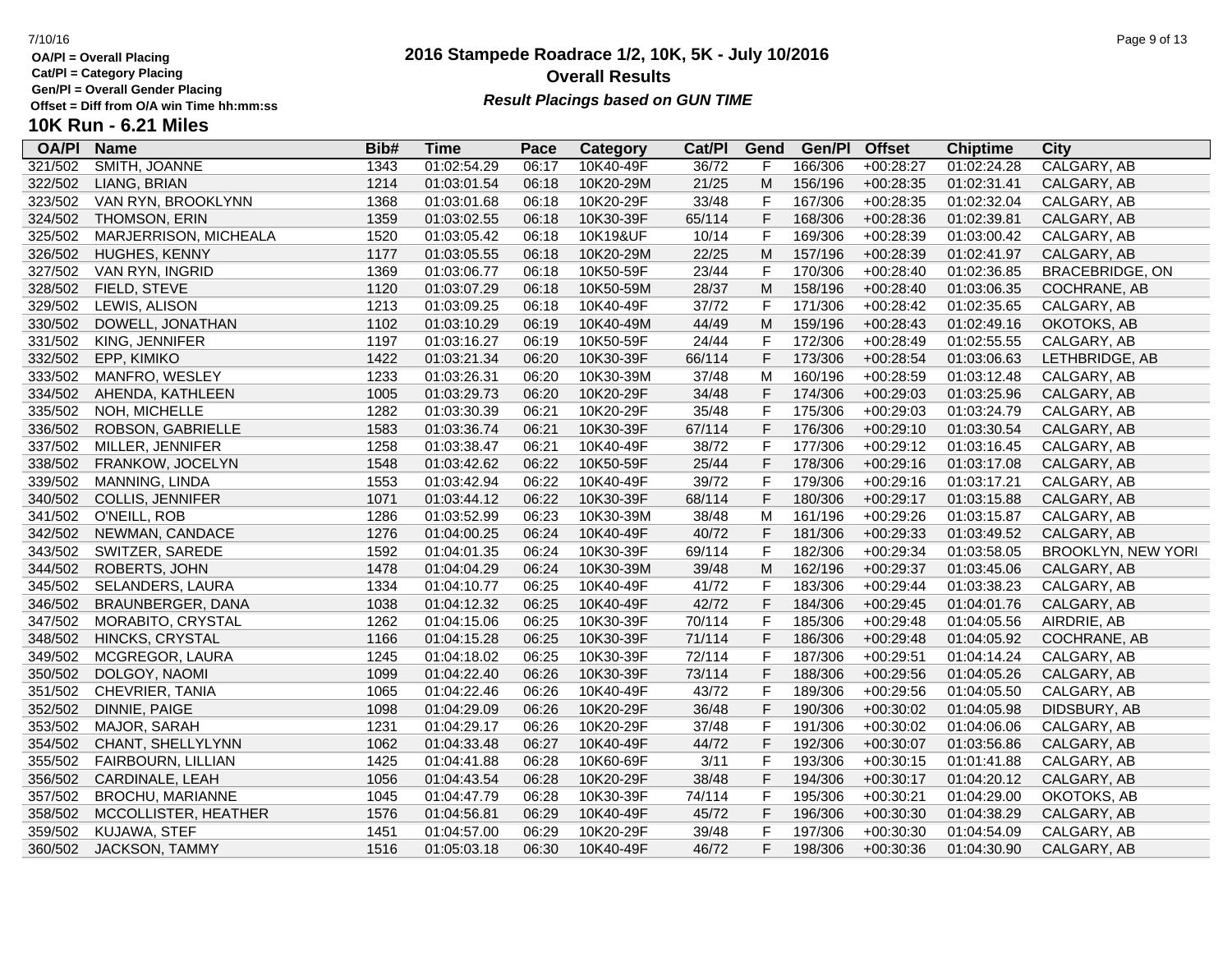OA/Pl = Overall Placing
Cat/Pl = Category Placing
Gen/Pl = Overall Gender Placing
Offset = Diff from O/A win Time hh:mm:ss

# 2016 Stampede Roadrace 1/2, 10K, 5K - July 10/2016

## Overall Results

***Result Placings based on GUN TIME***

## 10K Run - 6.21 Miles

| OA/Pl | Name | Bib# | Time | Pace | Category | Cat/Pl | Gend | Gen/Pl | Offset | Chiptime | City |
|---|---|---|---|---|---|---|---|---|---|---|---|
| 321/502 | SMITH, JOANNE | 1343 | 01:02:54.29 | 06:17 | 10K40-49F | 36/72 | F | 166/306 | +00:28:27 | 01:02:24.28 | CALGARY, AB |
| 322/502 | LIANG, BRIAN | 1214 | 01:03:01.54 | 06:18 | 10K20-29M | 21/25 | M | 156/196 | +00:28:35 | 01:02:31.41 | CALGARY, AB |
| 323/502 | VAN RYN, BROOKLYNN | 1368 | 01:03:01.68 | 06:18 | 10K20-29F | 33/48 | F | 167/306 | +00:28:35 | 01:02:32.04 | CALGARY, AB |
| 324/502 | THOMSON, ERIN | 1359 | 01:03:02.55 | 06:18 | 10K30-39F | 65/114 | F | 168/306 | +00:28:36 | 01:02:39.81 | CALGARY, AB |
| 325/502 | MARJERRISON, MICHEALA | 1520 | 01:03:05.42 | 06:18 | 10K19&UF | 10/14 | F | 169/306 | +00:28:39 | 01:03:00.42 | CALGARY, AB |
| 326/502 | HUGHES, KENNY | 1177 | 01:03:05.55 | 06:18 | 10K20-29M | 22/25 | M | 157/196 | +00:28:39 | 01:02:41.97 | CALGARY, AB |
| 327/502 | VAN RYN, INGRID | 1369 | 01:03:06.77 | 06:18 | 10K50-59F | 23/44 | F | 170/306 | +00:28:40 | 01:02:36.85 | BRACEBRIDGE, ON |
| 328/502 | FIELD, STEVE | 1120 | 01:03:07.29 | 06:18 | 10K50-59M | 28/37 | M | 158/196 | +00:28:40 | 01:03:06.35 | COCHRANE, AB |
| 329/502 | LEWIS, ALISON | 1213 | 01:03:09.25 | 06:18 | 10K40-49F | 37/72 | F | 171/306 | +00:28:42 | 01:02:35.65 | CALGARY, AB |
| 330/502 | DOWELL, JONATHAN | 1102 | 01:03:10.29 | 06:19 | 10K40-49M | 44/49 | M | 159/196 | +00:28:43 | 01:02:49.16 | OKOTOKS, AB |
| 331/502 | KING, JENNIFER | 1197 | 01:03:16.27 | 06:19 | 10K50-59F | 24/44 | F | 172/306 | +00:28:49 | 01:02:55.55 | CALGARY, AB |
| 332/502 | EPP, KIMIKO | 1422 | 01:03:21.34 | 06:20 | 10K30-39F | 66/114 | F | 173/306 | +00:28:54 | 01:03:06.63 | LETHBRIDGE, AB |
| 333/502 | MANFRO, WESLEY | 1233 | 01:03:26.31 | 06:20 | 10K30-39M | 37/48 | M | 160/196 | +00:28:59 | 01:03:12.48 | CALGARY, AB |
| 334/502 | AHENDA, KATHLEEN | 1005 | 01:03:29.73 | 06:20 | 10K20-29F | 34/48 | F | 174/306 | +00:29:03 | 01:03:25.96 | CALGARY, AB |
| 335/502 | NOH, MICHELLE | 1282 | 01:03:30.39 | 06:21 | 10K20-29F | 35/48 | F | 175/306 | +00:29:03 | 01:03:24.79 | CALGARY, AB |
| 336/502 | ROBSON, GABRIELLE | 1583 | 01:03:36.74 | 06:21 | 10K30-39F | 67/114 | F | 176/306 | +00:29:10 | 01:03:30.54 | CALGARY, AB |
| 337/502 | MILLER, JENNIFER | 1258 | 01:03:38.47 | 06:21 | 10K40-49F | 38/72 | F | 177/306 | +00:29:12 | 01:03:16.45 | CALGARY, AB |
| 338/502 | FRANKOW, JOCELYN | 1548 | 01:03:42.62 | 06:22 | 10K50-59F | 25/44 | F | 178/306 | +00:29:16 | 01:03:17.08 | CALGARY, AB |
| 339/502 | MANNING, LINDA | 1553 | 01:03:42.94 | 06:22 | 10K40-49F | 39/72 | F | 179/306 | +00:29:16 | 01:03:17.21 | CALGARY, AB |
| 340/502 | COLLIS, JENNIFER | 1071 | 01:03:44.12 | 06:22 | 10K30-39F | 68/114 | F | 180/306 | +00:29:17 | 01:03:15.88 | CALGARY, AB |
| 341/502 | O'NEILL, ROB | 1286 | 01:03:52.99 | 06:23 | 10K30-39M | 38/48 | M | 161/196 | +00:29:26 | 01:03:15.87 | CALGARY, AB |
| 342/502 | NEWMAN, CANDACE | 1276 | 01:04:00.25 | 06:24 | 10K40-49F | 40/72 | F | 181/306 | +00:29:33 | 01:03:49.52 | CALGARY, AB |
| 343/502 | SWITZER, SAREDE | 1592 | 01:04:01.35 | 06:24 | 10K30-39F | 69/114 | F | 182/306 | +00:29:34 | 01:03:58.05 | BROOKLYN, NEW YORI |
| 344/502 | ROBERTS, JOHN | 1478 | 01:04:04.29 | 06:24 | 10K30-39M | 39/48 | M | 162/196 | +00:29:37 | 01:03:45.06 | CALGARY, AB |
| 345/502 | SELANDERS, LAURA | 1334 | 01:04:10.77 | 06:25 | 10K40-49F | 41/72 | F | 183/306 | +00:29:44 | 01:03:38.23 | CALGARY, AB |
| 346/502 | BRAUNBERGER, DANA | 1038 | 01:04:12.32 | 06:25 | 10K40-49F | 42/72 | F | 184/306 | +00:29:45 | 01:04:01.76 | CALGARY, AB |
| 347/502 | MORABITO, CRYSTAL | 1262 | 01:04:15.06 | 06:25 | 10K30-39F | 70/114 | F | 185/306 | +00:29:48 | 01:04:05.56 | AIRDRIE, AB |
| 348/502 | HINCKS, CRYSTAL | 1166 | 01:04:15.28 | 06:25 | 10K30-39F | 71/114 | F | 186/306 | +00:29:48 | 01:04:05.92 | COCHRANE, AB |
| 349/502 | MCGREGOR, LAURA | 1245 | 01:04:18.02 | 06:25 | 10K30-39F | 72/114 | F | 187/306 | +00:29:51 | 01:04:14.24 | CALGARY, AB |
| 350/502 | DOLGOY, NAOMI | 1099 | 01:04:22.40 | 06:26 | 10K30-39F | 73/114 | F | 188/306 | +00:29:56 | 01:04:05.26 | CALGARY, AB |
| 351/502 | CHEVRIER, TANIA | 1065 | 01:04:22.46 | 06:26 | 10K40-49F | 43/72 | F | 189/306 | +00:29:56 | 01:04:05.50 | CALGARY, AB |
| 352/502 | DINNIE, PAIGE | 1098 | 01:04:29.09 | 06:26 | 10K20-29F | 36/48 | F | 190/306 | +00:30:02 | 01:04:05.98 | DIDSBURY, AB |
| 353/502 | MAJOR, SARAH | 1231 | 01:04:29.17 | 06:26 | 10K20-29F | 37/48 | F | 191/306 | +00:30:02 | 01:04:06.06 | CALGARY, AB |
| 354/502 | CHANT, SHELLYLYNN | 1062 | 01:04:33.48 | 06:27 | 10K40-49F | 44/72 | F | 192/306 | +00:30:07 | 01:03:56.86 | CALGARY, AB |
| 355/502 | FAIRBOURN, LILLIAN | 1425 | 01:04:41.88 | 06:28 | 10K60-69F | 3/11 | F | 193/306 | +00:30:15 | 01:01:41.88 | CALGARY, AB |
| 356/502 | CARDINALE, LEAH | 1056 | 01:04:43.54 | 06:28 | 10K20-29F | 38/48 | F | 194/306 | +00:30:17 | 01:04:20.12 | CALGARY, AB |
| 357/502 | BROCHU, MARIANNE | 1045 | 01:04:47.79 | 06:28 | 10K30-39F | 74/114 | F | 195/306 | +00:30:21 | 01:04:29.00 | OKOTOKS, AB |
| 358/502 | MCCOLLISTER, HEATHER | 1576 | 01:04:56.81 | 06:29 | 10K40-49F | 45/72 | F | 196/306 | +00:30:30 | 01:04:38.29 | CALGARY, AB |
| 359/502 | KUJAWA, STEF | 1451 | 01:04:57.00 | 06:29 | 10K20-29F | 39/48 | F | 197/306 | +00:30:30 | 01:04:54.09 | CALGARY, AB |
| 360/502 | JACKSON, TAMMY | 1516 | 01:05:03.18 | 06:30 | 10K40-49F | 46/72 | F | 198/306 | +00:30:36 | 01:04:30.90 | CALGARY, AB |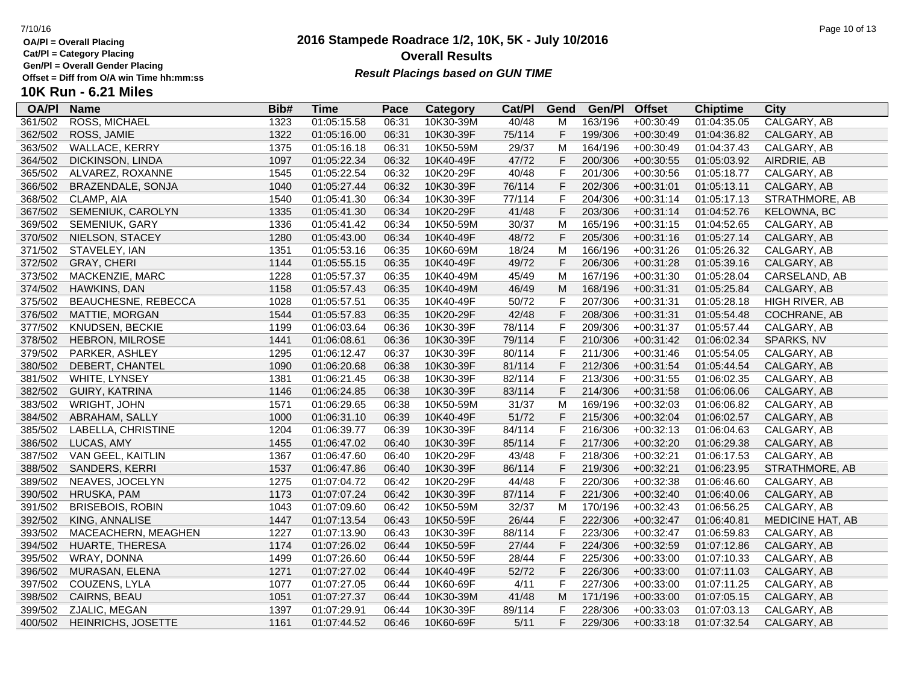OA/Pl = Overall Placing
Cat/Pl = Category Placing
Gen/Pl = Overall Gender Placing
Offset = Diff from O/A win Time hh:mm:ss

# 2016 Stampede Roadrace 1/2, 10K, 5K - July 10/2016

## Overall Results

***Result Placings based on GUN TIME***

## 10K Run - 6.21 Miles

| OA/Pl | Name | Bib# | Time | Pace | Category | Cat/Pl | Gend | Gen/Pl | Offset | Chiptime | City |
|---|---|---|---|---|---|---|---|---|---|---|---|
| 361/502 | ROSS, MICHAEL | 1323 | 01:05:15.58 | 06:31 | 10K30-39M | 40/48 | M | 163/196 | +00:30:49 | 01:04:35.05 | CALGARY, AB |
| 362/502 | ROSS, JAMIE | 1322 | 01:05:16.00 | 06:31 | 10K30-39F | 75/114 | F | 199/306 | +00:30:49 | 01:04:36.82 | CALGARY, AB |
| 363/502 | WALLACE, KERRY | 1375 | 01:05:16.18 | 06:31 | 10K50-59M | 29/37 | M | 164/196 | +00:30:49 | 01:04:37.43 | CALGARY, AB |
| 364/502 | DICKINSON, LINDA | 1097 | 01:05:22.34 | 06:32 | 10K40-49F | 47/72 | F | 200/306 | +00:30:55 | 01:05:03.92 | AIRDRIE, AB |
| 365/502 | ALVAREZ, ROXANNE | 1545 | 01:05:22.54 | 06:32 | 10K20-29F | 40/48 | F | 201/306 | +00:30:56 | 01:05:18.77 | CALGARY, AB |
| 366/502 | BRAZENDALE, SONJA | 1040 | 01:05:27.44 | 06:32 | 10K30-39F | 76/114 | F | 202/306 | +00:31:01 | 01:05:13.11 | CALGARY, AB |
| 368/502 | CLAMP, AIA | 1540 | 01:05:41.30 | 06:34 | 10K30-39F | 77/114 | F | 204/306 | +00:31:14 | 01:05:17.13 | STRATHMORE, AB |
| 367/502 | SEMENIUK, CAROLYN | 1335 | 01:05:41.30 | 06:34 | 10K20-29F | 41/48 | F | 203/306 | +00:31:14 | 01:04:52.76 | KELOWNA, BC |
| 369/502 | SEMENIUK, GARY | 1336 | 01:05:41.42 | 06:34 | 10K50-59M | 30/37 | M | 165/196 | +00:31:15 | 01:04:52.65 | CALGARY, AB |
| 370/502 | NIELSON, STACEY | 1280 | 01:05:43.00 | 06:34 | 10K40-49F | 48/72 | F | 205/306 | +00:31:16 | 01:05:27.14 | CALGARY, AB |
| 371/502 | STAVELEY, IAN | 1351 | 01:05:53.16 | 06:35 | 10K60-69M | 18/24 | M | 166/196 | +00:31:26 | 01:05:26.32 | CALGARY, AB |
| 372/502 | GRAY, CHERI | 1144 | 01:05:55.15 | 06:35 | 10K40-49F | 49/72 | F | 206/306 | +00:31:28 | 01:05:39.16 | CALGARY, AB |
| 373/502 | MACKENZIE, MARC | 1228 | 01:05:57.37 | 06:35 | 10K40-49M | 45/49 | M | 167/196 | +00:31:30 | 01:05:28.04 | CARSELAND, AB |
| 374/502 | HAWKINS, DAN | 1158 | 01:05:57.43 | 06:35 | 10K40-49M | 46/49 | M | 168/196 | +00:31:31 | 01:05:25.84 | CALGARY, AB |
| 375/502 | BEAUCHESNE, REBECCA | 1028 | 01:05:57.51 | 06:35 | 10K40-49F | 50/72 | F | 207/306 | +00:31:31 | 01:05:28.18 | HIGH RIVER, AB |
| 376/502 | MATTIE, MORGAN | 1544 | 01:05:57.83 | 06:35 | 10K20-29F | 42/48 | F | 208/306 | +00:31:31 | 01:05:54.48 | COCHRANE, AB |
| 377/502 | KNUDSEN, BECKIE | 1199 | 01:06:03.64 | 06:36 | 10K30-39F | 78/114 | F | 209/306 | +00:31:37 | 01:05:57.44 | CALGARY, AB |
| 378/502 | HEBRON, MILROSE | 1441 | 01:06:08.61 | 06:36 | 10K30-39F | 79/114 | F | 210/306 | +00:31:42 | 01:06:02.34 | SPARKS, NV |
| 379/502 | PARKER, ASHLEY | 1295 | 01:06:12.47 | 06:37 | 10K30-39F | 80/114 | F | 211/306 | +00:31:46 | 01:05:54.05 | CALGARY, AB |
| 380/502 | DEBERT, CHANTEL | 1090 | 01:06:20.68 | 06:38 | 10K30-39F | 81/114 | F | 212/306 | +00:31:54 | 01:05:44.54 | CALGARY, AB |
| 381/502 | WHITE, LYNSEY | 1381 | 01:06:21.45 | 06:38 | 10K30-39F | 82/114 | F | 213/306 | +00:31:55 | 01:06:02.35 | CALGARY, AB |
| 382/502 | GUIRY, KATRINA | 1146 | 01:06:24.85 | 06:38 | 10K30-39F | 83/114 | F | 214/306 | +00:31:58 | 01:06:06.06 | CALGARY, AB |
| 383/502 | WRIGHT, JOHN | 1571 | 01:06:29.65 | 06:38 | 10K50-59M | 31/37 | M | 169/196 | +00:32:03 | 01:06:06.82 | CALGARY, AB |
| 384/502 | ABRAHAM, SALLY | 1000 | 01:06:31.10 | 06:39 | 10K40-49F | 51/72 | F | 215/306 | +00:32:04 | 01:06:02.57 | CALGARY, AB |
| 385/502 | LABELLA, CHRISTINE | 1204 | 01:06:39.77 | 06:39 | 10K30-39F | 84/114 | F | 216/306 | +00:32:13 | 01:06:04.63 | CALGARY, AB |
| 386/502 | LUCAS, AMY | 1455 | 01:06:47.02 | 06:40 | 10K30-39F | 85/114 | F | 217/306 | +00:32:20 | 01:06:29.38 | CALGARY, AB |
| 387/502 | VAN GEEL, KAITLIN | 1367 | 01:06:47.60 | 06:40 | 10K20-29F | 43/48 | F | 218/306 | +00:32:21 | 01:06:17.53 | CALGARY, AB |
| 388/502 | SANDERS, KERRI | 1537 | 01:06:47.86 | 06:40 | 10K30-39F | 86/114 | F | 219/306 | +00:32:21 | 01:06:23.95 | STRATHMORE, AB |
| 389/502 | NEAVES, JOCELYN | 1275 | 01:07:04.72 | 06:42 | 10K20-29F | 44/48 | F | 220/306 | +00:32:38 | 01:06:46.60 | CALGARY, AB |
| 390/502 | HRUSKA, PAM | 1173 | 01:07:07.24 | 06:42 | 10K30-39F | 87/114 | F | 221/306 | +00:32:40 | 01:06:40.06 | CALGARY, AB |
| 391/502 | BRISEBOIS, ROBIN | 1043 | 01:07:09.60 | 06:42 | 10K50-59M | 32/37 | M | 170/196 | +00:32:43 | 01:06:56.25 | CALGARY, AB |
| 392/502 | KING, ANNALISE | 1447 | 01:07:13.54 | 06:43 | 10K50-59F | 26/44 | F | 222/306 | +00:32:47 | 01:06:40.81 | MEDICINE HAT, AB |
| 393/502 | MACEACHERN, MEAGHEN | 1227 | 01:07:13.90 | 06:43 | 10K30-39F | 88/114 | F | 223/306 | +00:32:47 | 01:06:59.83 | CALGARY, AB |
| 394/502 | HUARTE, THERESA | 1174 | 01:07:26.02 | 06:44 | 10K50-59F | 27/44 | F | 224/306 | +00:32:59 | 01:07:12.86 | CALGARY, AB |
| 395/502 | WRAY, DONNA | 1499 | 01:07:26.60 | 06:44 | 10K50-59F | 28/44 | F | 225/306 | +00:33:00 | 01:07:10.33 | CALGARY, AB |
| 396/502 | MURASAN, ELENA | 1271 | 01:07:27.02 | 06:44 | 10K40-49F | 52/72 | F | 226/306 | +00:33:00 | 01:07:11.03 | CALGARY, AB |
| 397/502 | COUZENS, LYLA | 1077 | 01:07:27.05 | 06:44 | 10K60-69F | 4/11 | F | 227/306 | +00:33:00 | 01:07:11.25 | CALGARY, AB |
| 398/502 | CAIRNS, BEAU | 1051 | 01:07:27.37 | 06:44 | 10K30-39M | 41/48 | M | 171/196 | +00:33:00 | 01:07:05.15 | CALGARY, AB |
| 399/502 | ZJALIC, MEGAN | 1397 | 01:07:29.91 | 06:44 | 10K30-39F | 89/114 | F | 228/306 | +00:33:03 | 01:07:03.13 | CALGARY, AB |
| 400/502 | HEINRICHS, JOSETTE | 1161 | 01:07:44.52 | 06:46 | 10K60-69F | 5/11 | F | 229/306 | +00:33:18 | 01:07:32.54 | CALGARY, AB |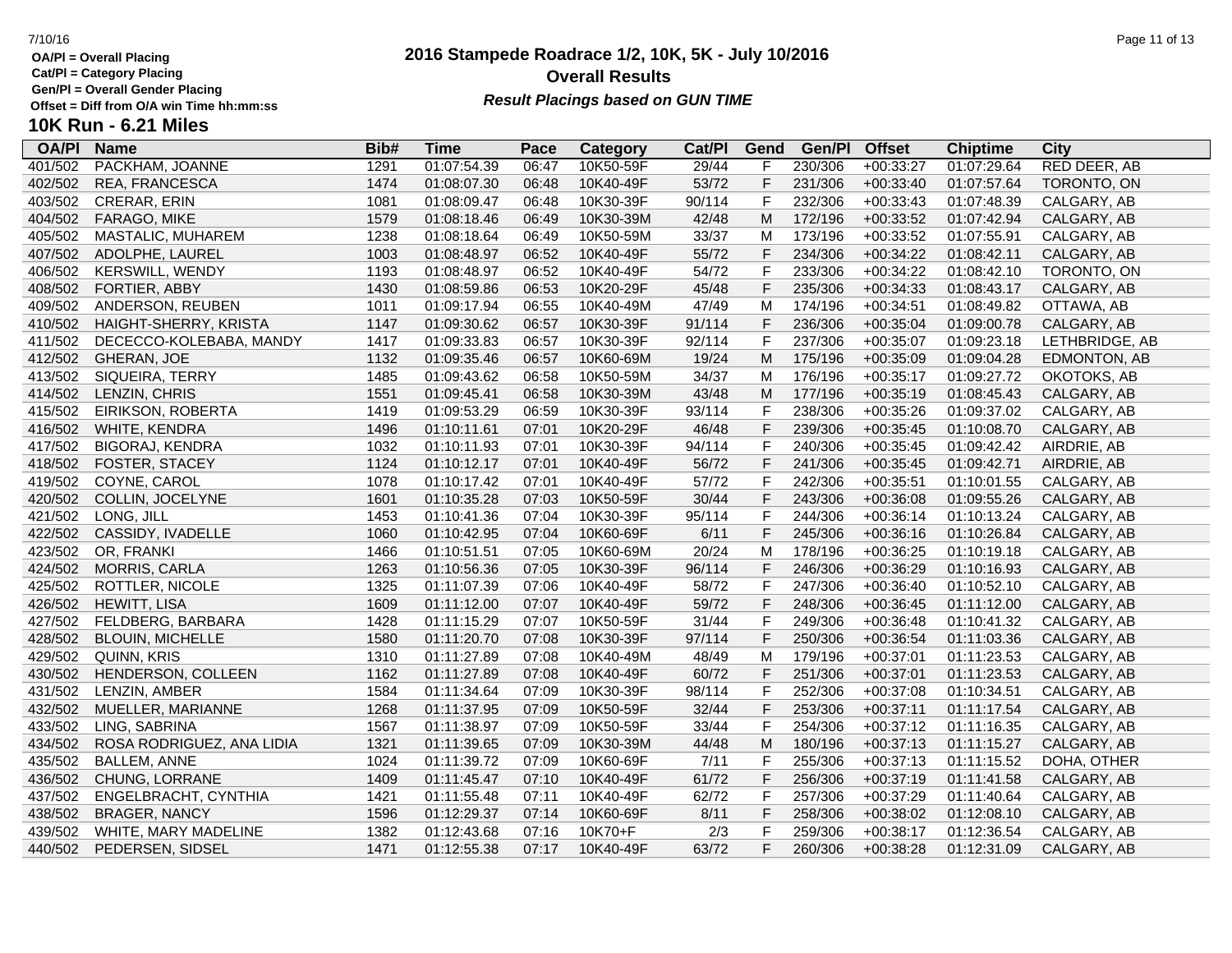# 2016 Stampede Roadrace 1/2, 10K, 5K - July 10/2016

## Overall Results

***Result Placings based on GUN TIME***

**OA/Pl = Overall Placing**
**Cat/Pl = Category Placing**
**Gen/Pl = Overall Gender Placing**
**Offset = Diff from O/A win Time hh:mm:ss**

## 10K Run - 6.21 Miles

| OA/Pl | Name | Bib# | Time | Pace | Category | Cat/Pl | Gend | Gen/Pl | Offset | Chiptime | City |
|---|---|---|---|---|---|---|---|---|---|---|---|
| 401/502 | PACKHAM, JOANNE | 1291 | 01:07:54.39 | 06:47 | 10K50-59F | 29/44 | F | 230/306 | +00:33:27 | 01:07:29.64 | RED DEER, AB |
| 402/502 | REA, FRANCESCA | 1474 | 01:08:07.30 | 06:48 | 10K40-49F | 53/72 | F | 231/306 | +00:33:40 | 01:07:57.64 | TORONTO, ON |
| 403/502 | CRERAR, ERIN | 1081 | 01:08:09.47 | 06:48 | 10K30-39F | 90/114 | F | 232/306 | +00:33:43 | 01:07:48.39 | CALGARY, AB |
| 404/502 | FARAGO, MIKE | 1579 | 01:08:18.46 | 06:49 | 10K30-39M | 42/48 | M | 172/196 | +00:33:52 | 01:07:42.94 | CALGARY, AB |
| 405/502 | MASTALIC, MUHAREM | 1238 | 01:08:18.64 | 06:49 | 10K50-59M | 33/37 | M | 173/196 | +00:33:52 | 01:07:55.91 | CALGARY, AB |
| 407/502 | ADOLPHE, LAUREL | 1003 | 01:08:48.97 | 06:52 | 10K40-49F | 55/72 | F | 234/306 | +00:34:22 | 01:08:42.11 | CALGARY, AB |
| 406/502 | KERSWILL, WENDY | 1193 | 01:08:48.97 | 06:52 | 10K40-49F | 54/72 | F | 233/306 | +00:34:22 | 01:08:42.10 | TORONTO, ON |
| 408/502 | FORTIER, ABBY | 1430 | 01:08:59.86 | 06:53 | 10K20-29F | 45/48 | F | 235/306 | +00:34:33 | 01:08:43.17 | CALGARY, AB |
| 409/502 | ANDERSON, REUBEN | 1011 | 01:09:17.94 | 06:55 | 10K40-49M | 47/49 | M | 174/196 | +00:34:51 | 01:08:49.82 | OTTAWA, AB |
| 410/502 | HAIGHT-SHERRY, KRISTA | 1147 | 01:09:30.62 | 06:57 | 10K30-39F | 91/114 | F | 236/306 | +00:35:04 | 01:09:00.78 | CALGARY, AB |
| 411/502 | DECECCO-KOLEBABA, MANDY | 1417 | 01:09:33.83 | 06:57 | 10K30-39F | 92/114 | F | 237/306 | +00:35:07 | 01:09:23.18 | LETHBRIDGE, AB |
| 412/502 | GHERAN, JOE | 1132 | 01:09:35.46 | 06:57 | 10K60-69M | 19/24 | M | 175/196 | +00:35:09 | 01:09:04.28 | EDMONTON, AB |
| 413/502 | SIQUEIRA, TERRY | 1485 | 01:09:43.62 | 06:58 | 10K50-59M | 34/37 | M | 176/196 | +00:35:17 | 01:09:27.72 | OKOTOKS, AB |
| 414/502 | LENZIN, CHRIS | 1551 | 01:09:45.41 | 06:58 | 10K30-39M | 43/48 | M | 177/196 | +00:35:19 | 01:08:45.43 | CALGARY, AB |
| 415/502 | EIRIKSON, ROBERTA | 1419 | 01:09:53.29 | 06:59 | 10K30-39F | 93/114 | F | 238/306 | +00:35:26 | 01:09:37.02 | CALGARY, AB |
| 416/502 | WHITE, KENDRA | 1496 | 01:10:11.61 | 07:01 | 10K20-29F | 46/48 | F | 239/306 | +00:35:45 | 01:10:08.70 | CALGARY, AB |
| 417/502 | BIGORAJ, KENDRA | 1032 | 01:10:11.93 | 07:01 | 10K30-39F | 94/114 | F | 240/306 | +00:35:45 | 01:09:42.42 | AIRDRIE, AB |
| 418/502 | FOSTER, STACEY | 1124 | 01:10:12.17 | 07:01 | 10K40-49F | 56/72 | F | 241/306 | +00:35:45 | 01:09:42.71 | AIRDRIE, AB |
| 419/502 | COYNE, CAROL | 1078 | 01:10:17.42 | 07:01 | 10K40-49F | 57/72 | F | 242/306 | +00:35:51 | 01:10:01.55 | CALGARY, AB |
| 420/502 | COLLIN, JOCELYNE | 1601 | 01:10:35.28 | 07:03 | 10K50-59F | 30/44 | F | 243/306 | +00:36:08 | 01:09:55.26 | CALGARY, AB |
| 421/502 | LONG, JILL | 1453 | 01:10:41.36 | 07:04 | 10K30-39F | 95/114 | F | 244/306 | +00:36:14 | 01:10:13.24 | CALGARY, AB |
| 422/502 | CASSIDY, IVADELLE | 1060 | 01:10:42.95 | 07:04 | 10K60-69F | 6/11 | F | 245/306 | +00:36:16 | 01:10:26.84 | CALGARY, AB |
| 423/502 | OR, FRANKI | 1466 | 01:10:51.51 | 07:05 | 10K60-69M | 20/24 | M | 178/196 | +00:36:25 | 01:10:19.18 | CALGARY, AB |
| 424/502 | MORRIS, CARLA | 1263 | 01:10:56.36 | 07:05 | 10K30-39F | 96/114 | F | 246/306 | +00:36:29 | 01:10:16.93 | CALGARY, AB |
| 425/502 | ROTTLER, NICOLE | 1325 | 01:11:07.39 | 07:06 | 10K40-49F | 58/72 | F | 247/306 | +00:36:40 | 01:10:52.10 | CALGARY, AB |
| 426/502 | HEWITT, LISA | 1609 | 01:11:12.00 | 07:07 | 10K40-49F | 59/72 | F | 248/306 | +00:36:45 | 01:11:12.00 | CALGARY, AB |
| 427/502 | FELDBERG, BARBARA | 1428 | 01:11:15.29 | 07:07 | 10K50-59F | 31/44 | F | 249/306 | +00:36:48 | 01:10:41.32 | CALGARY, AB |
| 428/502 | BLOUIN, MICHELLE | 1580 | 01:11:20.70 | 07:08 | 10K30-39F | 97/114 | F | 250/306 | +00:36:54 | 01:11:03.36 | CALGARY, AB |
| 429/502 | QUINN, KRIS | 1310 | 01:11:27.89 | 07:08 | 10K40-49M | 48/49 | M | 179/196 | +00:37:01 | 01:11:23.53 | CALGARY, AB |
| 430/502 | HENDERSON, COLLEEN | 1162 | 01:11:27.89 | 07:08 | 10K40-49F | 60/72 | F | 251/306 | +00:37:01 | 01:11:23.53 | CALGARY, AB |
| 431/502 | LENZIN, AMBER | 1584 | 01:11:34.64 | 07:09 | 10K30-39F | 98/114 | F | 252/306 | +00:37:08 | 01:10:34.51 | CALGARY, AB |
| 432/502 | MUELLER, MARIANNE | 1268 | 01:11:37.95 | 07:09 | 10K50-59F | 32/44 | F | 253/306 | +00:37:11 | 01:11:17.54 | CALGARY, AB |
| 433/502 | LING, SABRINA | 1567 | 01:11:38.97 | 07:09 | 10K50-59F | 33/44 | F | 254/306 | +00:37:12 | 01:11:16.35 | CALGARY, AB |
| 434/502 | ROSA RODRIGUEZ, ANA LIDIA | 1321 | 01:11:39.65 | 07:09 | 10K30-39M | 44/48 | M | 180/196 | +00:37:13 | 01:11:15.27 | CALGARY, AB |
| 435/502 | BALLEM, ANNE | 1024 | 01:11:39.72 | 07:09 | 10K60-69F | 7/11 | F | 255/306 | +00:37:13 | 01:11:15.52 | DOHA, OTHER |
| 436/502 | CHUNG, LORRANE | 1409 | 01:11:45.47 | 07:10 | 10K40-49F | 61/72 | F | 256/306 | +00:37:19 | 01:11:41.58 | CALGARY, AB |
| 437/502 | ENGELBRACHT, CYNTHIA | 1421 | 01:11:55.48 | 07:11 | 10K40-49F | 62/72 | F | 257/306 | +00:37:29 | 01:11:40.64 | CALGARY, AB |
| 438/502 | BRAGER, NANCY | 1596 | 01:12:29.37 | 07:14 | 10K60-69F | 8/11 | F | 258/306 | +00:38:02 | 01:12:08.10 | CALGARY, AB |
| 439/502 | WHITE, MARY MADELINE | 1382 | 01:12:43.68 | 07:16 | 10K70+F | 2/3 | F | 259/306 | +00:38:17 | 01:12:36.54 | CALGARY, AB |
| 440/502 | PEDERSEN, SIDSEL | 1471 | 01:12:55.38 | 07:17 | 10K40-49F | 63/72 | F | 260/306 | +00:38:28 | 01:12:31.09 | CALGARY, AB |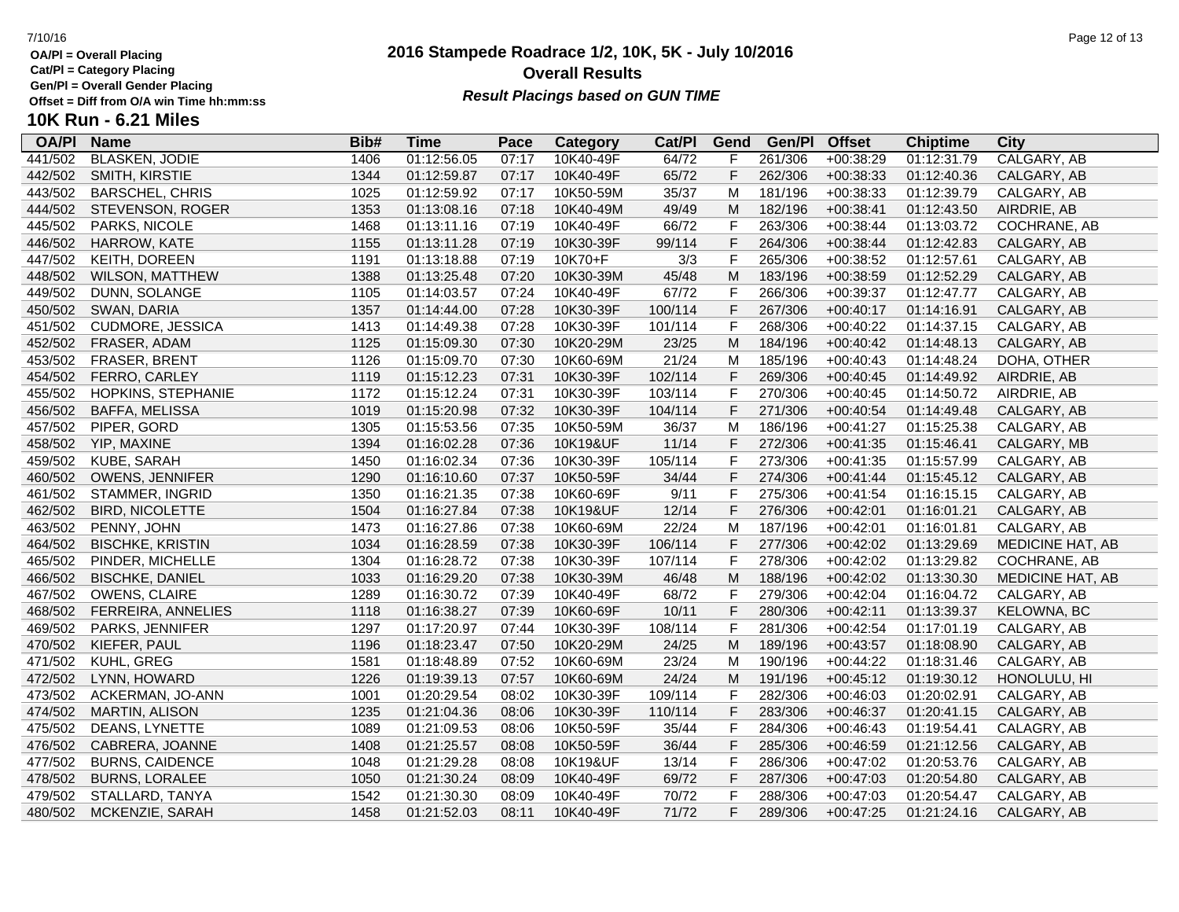OA/Pl = Overall Placing
Cat/Pl = Category Placing
Gen/Pl = Overall Gender Placing
Offset = Diff from O/A win Time hh:mm:ss

# 2016 Stampede Roadrace 1/2, 10K, 5K - July 10/2016

## Overall Results

***Result Placings based on GUN TIME***

### 10K Run - 6.21 Miles

| OA/Pl | Name | Bib# | Time | Pace | Category | Cat/Pl | Gend | Gen/Pl | Offset | Chiptime | City |
|---|---|---|---|---|---|---|---|---|---|---|---|
| 441/502 | BLASKEN, JODIE | 1406 | 01:12:56.05 | 07:17 | 10K40-49F | 64/72 | F | 261/306 | +00:38:29 | 01:12:31.79 | CALGARY, AB |
| 442/502 | SMITH, KIRSTIE | 1344 | 01:12:59.87 | 07:17 | 10K40-49F | 65/72 | F | 262/306 | +00:38:33 | 01:12:40.36 | CALGARY, AB |
| 443/502 | BARSCHEL, CHRIS | 1025 | 01:12:59.92 | 07:17 | 10K50-59M | 35/37 | M | 181/196 | +00:38:33 | 01:12:39.79 | CALGARY, AB |
| 444/502 | STEVENSON, ROGER | 1353 | 01:13:08.16 | 07:18 | 10K40-49M | 49/49 | M | 182/196 | +00:38:41 | 01:12:43.50 | AIRDRIE, AB |
| 445/502 | PARKS, NICOLE | 1468 | 01:13:11.16 | 07:19 | 10K40-49F | 66/72 | F | 263/306 | +00:38:44 | 01:13:03.72 | COCHRANE, AB |
| 446/502 | HARROW, KATE | 1155 | 01:13:11.28 | 07:19 | 10K30-39F | 99/114 | F | 264/306 | +00:38:44 | 01:12:42.83 | CALGARY, AB |
| 447/502 | KEITH, DOREEN | 1191 | 01:13:18.88 | 07:19 | 10K70+F | 3/3 | F | 265/306 | +00:38:52 | 01:12:57.61 | CALGARY, AB |
| 448/502 | WILSON, MATTHEW | 1388 | 01:13:25.48 | 07:20 | 10K30-39M | 45/48 | M | 183/196 | +00:38:59 | 01:12:52.29 | CALGARY, AB |
| 449/502 | DUNN, SOLANGE | 1105 | 01:14:03.57 | 07:24 | 10K40-49F | 67/72 | F | 266/306 | +00:39:37 | 01:12:47.77 | CALGARY, AB |
| 450/502 | SWAN, DARIA | 1357 | 01:14:44.00 | 07:28 | 10K30-39F | 100/114 | F | 267/306 | +00:40:17 | 01:14:16.91 | CALGARY, AB |
| 451/502 | CUDMORE, JESSICA | 1413 | 01:14:49.38 | 07:28 | 10K30-39F | 101/114 | F | 268/306 | +00:40:22 | 01:14:37.15 | CALGARY, AB |
| 452/502 | FRASER, ADAM | 1125 | 01:15:09.30 | 07:30 | 10K20-29M | 23/25 | M | 184/196 | +00:40:42 | 01:14:48.13 | CALGARY, AB |
| 453/502 | FRASER, BRENT | 1126 | 01:15:09.70 | 07:30 | 10K60-69M | 21/24 | M | 185/196 | +00:40:43 | 01:14:48.24 | DOHA, OTHER |
| 454/502 | FERRO, CARLEY | 1119 | 01:15:12.23 | 07:31 | 10K30-39F | 102/114 | F | 269/306 | +00:40:45 | 01:14:49.92 | AIRDRIE, AB |
| 455/502 | HOPKINS, STEPHANIE | 1172 | 01:15:12.24 | 07:31 | 10K30-39F | 103/114 | F | 270/306 | +00:40:45 | 01:14:50.72 | AIRDRIE, AB |
| 456/502 | BAFFA, MELISSA | 1019 | 01:15:20.98 | 07:32 | 10K30-39F | 104/114 | F | 271/306 | +00:40:54 | 01:14:49.48 | CALGARY, AB |
| 457/502 | PIPER, GORD | 1305 | 01:15:53.56 | 07:35 | 10K50-59M | 36/37 | M | 186/196 | +00:41:27 | 01:15:25.38 | CALGARY, AB |
| 458/502 | YIP, MAXINE | 1394 | 01:16:02.28 | 07:36 | 10K19&UF | 11/14 | F | 272/306 | +00:41:35 | 01:15:46.41 | CALGARY, MB |
| 459/502 | KUBE, SARAH | 1450 | 01:16:02.34 | 07:36 | 10K30-39F | 105/114 | F | 273/306 | +00:41:35 | 01:15:57.99 | CALGARY, AB |
| 460/502 | OWENS, JENNIFER | 1290 | 01:16:10.60 | 07:37 | 10K50-59F | 34/44 | F | 274/306 | +00:41:44 | 01:15:45.12 | CALGARY, AB |
| 461/502 | STAMMER, INGRID | 1350 | 01:16:21.35 | 07:38 | 10K60-69F | 9/11 | F | 275/306 | +00:41:54 | 01:16:15.15 | CALGARY, AB |
| 462/502 | BIRD, NICOLETTE | 1504 | 01:16:27.84 | 07:38 | 10K19&UF | 12/14 | F | 276/306 | +00:42:01 | 01:16:01.21 | CALGARY, AB |
| 463/502 | PENNY, JOHN | 1473 | 01:16:27.86 | 07:38 | 10K60-69M | 22/24 | M | 187/196 | +00:42:01 | 01:16:01.81 | CALGARY, AB |
| 464/502 | BISCHKE, KRISTIN | 1034 | 01:16:28.59 | 07:38 | 10K30-39F | 106/114 | F | 277/306 | +00:42:02 | 01:13:29.69 | MEDICINE HAT, AB |
| 465/502 | PINDER, MICHELLE | 1304 | 01:16:28.72 | 07:38 | 10K30-39F | 107/114 | F | 278/306 | +00:42:02 | 01:13:29.82 | COCHRANE, AB |
| 466/502 | BISCHKE, DANIEL | 1033 | 01:16:29.20 | 07:38 | 10K30-39M | 46/48 | M | 188/196 | +00:42:02 | 01:13:30.30 | MEDICINE HAT, AB |
| 467/502 | OWENS, CLAIRE | 1289 | 01:16:30.72 | 07:39 | 10K40-49F | 68/72 | F | 279/306 | +00:42:04 | 01:16:04.72 | CALGARY, AB |
| 468/502 | FERREIRA, ANNELIES | 1118 | 01:16:38.27 | 07:39 | 10K60-69F | 10/11 | F | 280/306 | +00:42:11 | 01:13:39.37 | KELOWNA, BC |
| 469/502 | PARKS, JENNIFER | 1297 | 01:17:20.97 | 07:44 | 10K30-39F | 108/114 | F | 281/306 | +00:42:54 | 01:17:01.19 | CALGARY, AB |
| 470/502 | KIEFER, PAUL | 1196 | 01:18:23.47 | 07:50 | 10K20-29M | 24/25 | M | 189/196 | +00:43:57 | 01:18:08.90 | CALGARY, AB |
| 471/502 | KUHL, GREG | 1581 | 01:18:48.89 | 07:52 | 10K60-69M | 23/24 | M | 190/196 | +00:44:22 | 01:18:31.46 | CALGARY, AB |
| 472/502 | LYNN, HOWARD | 1226 | 01:19:39.13 | 07:57 | 10K60-69M | 24/24 | M | 191/196 | +00:45:12 | 01:19:30.12 | HONOLULU, HI |
| 473/502 | ACKERMAN, JO-ANN | 1001 | 01:20:29.54 | 08:02 | 10K30-39F | 109/114 | F | 282/306 | +00:46:03 | 01:20:02.91 | CALGARY, AB |
| 474/502 | MARTIN, ALISON | 1235 | 01:21:04.36 | 08:06 | 10K30-39F | 110/114 | F | 283/306 | +00:46:37 | 01:20:41.15 | CALGARY, AB |
| 475/502 | DEANS, LYNETTE | 1089 | 01:21:09.53 | 08:06 | 10K50-59F | 35/44 | F | 284/306 | +00:46:43 | 01:19:54.41 | CALAGRY, AB |
| 476/502 | CABRERA, JOANNE | 1408 | 01:21:25.57 | 08:08 | 10K50-59F | 36/44 | F | 285/306 | +00:46:59 | 01:21:12.56 | CALGARY, AB |
| 477/502 | BURNS, CAIDENCE | 1048 | 01:21:29.28 | 08:08 | 10K19&UF | 13/14 | F | 286/306 | +00:47:02 | 01:20:53.76 | CALGARY, AB |
| 478/502 | BURNS, LORALEE | 1050 | 01:21:30.24 | 08:09 | 10K40-49F | 69/72 | F | 287/306 | +00:47:03 | 01:20:54.80 | CALGARY, AB |
| 479/502 | STALLARD, TANYA | 1542 | 01:21:30.30 | 08:09 | 10K40-49F | 70/72 | F | 288/306 | +00:47:03 | 01:20:54.47 | CALGARY, AB |
| 480/502 | MCKENZIE, SARAH | 1458 | 01:21:52.03 | 08:11 | 10K40-49F | 71/72 | F | 289/306 | +00:47:25 | 01:21:24.16 | CALGARY, AB |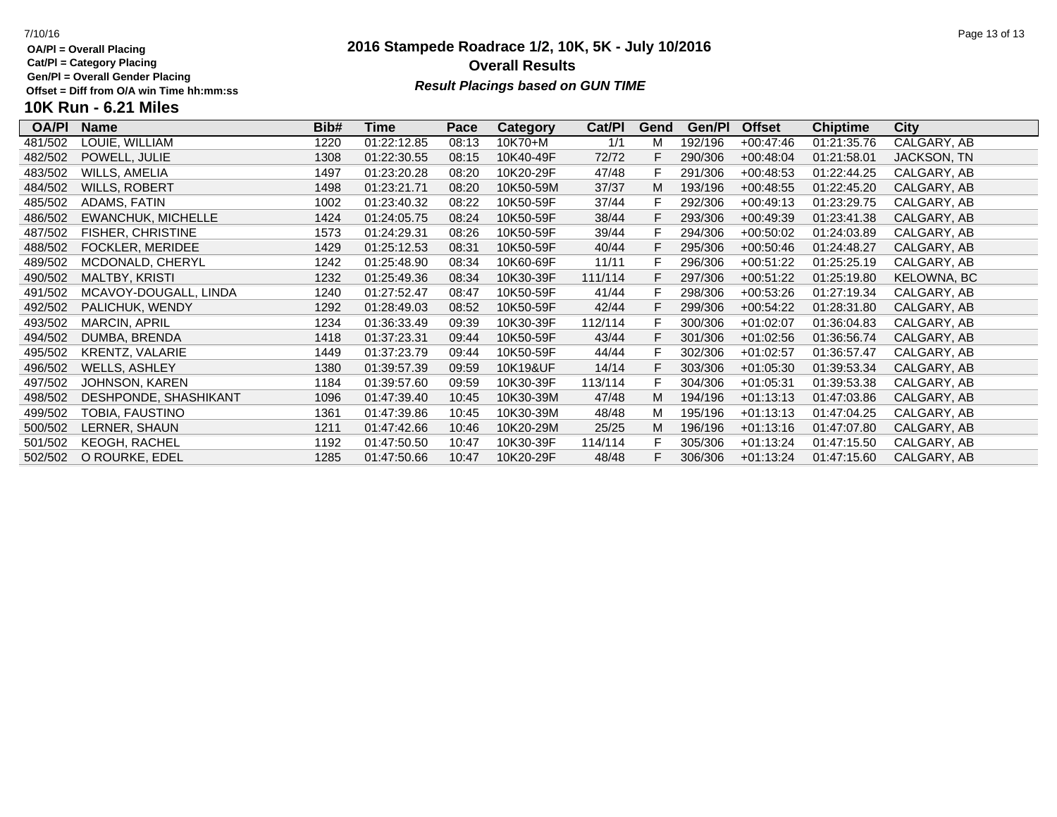OA/Pl = Overall Placing
Cat/Pl = Category Placing
Gen/Pl = Overall Gender Placing
Offset = Diff from O/A win Time hh:mm:ss

# 2016 Stampede Roadrace 1/2, 10K, 5K - July 10/2016

## Overall Results

***Result Placings based on GUN TIME***

## 10K Run - 6.21 Miles

| OA/Pl | Name | Bib# | Time | Pace | Category | Cat/Pl | Gend | Gen/Pl | Offset | Chiptime | City |
|---|---|---|---|---|---|---|---|---|---|---|---|
| 481/502 | LOUIE, WILLIAM | 1220 | 01:22:12.85 | 08:13 | 10K70+M | 1/1 | M | 192/196 | +00:47:46 | 01:21:35.76 | CALGARY, AB |
| 482/502 | POWELL, JULIE | 1308 | 01:22:30.55 | 08:15 | 10K40-49F | 72/72 | F | 290/306 | +00:48:04 | 01:21:58.01 | JACKSON, TN |
| 483/502 | WILLS, AMELIA | 1497 | 01:23:20.28 | 08:20 | 10K20-29F | 47/48 | F | 291/306 | +00:48:53 | 01:22:44.25 | CALGARY, AB |
| 484/502 | WILLS, ROBERT | 1498 | 01:23:21.71 | 08:20 | 10K50-59M | 37/37 | M | 193/196 | +00:48:55 | 01:22:45.20 | CALGARY, AB |
| 485/502 | ADAMS, FATIN | 1002 | 01:23:40.32 | 08:22 | 10K50-59F | 37/44 | F | 292/306 | +00:49:13 | 01:23:29.75 | CALGARY, AB |
| 486/502 | EWANCHUK, MICHELLE | 1424 | 01:24:05.75 | 08:24 | 10K50-59F | 38/44 | F | 293/306 | +00:49:39 | 01:23:41.38 | CALGARY, AB |
| 487/502 | FISHER, CHRISTINE | 1573 | 01:24:29.31 | 08:26 | 10K50-59F | 39/44 | F | 294/306 | +00:50:02 | 01:24:03.89 | CALGARY, AB |
| 488/502 | FOCKLER, MERIDEE | 1429 | 01:25:12.53 | 08:31 | 10K50-59F | 40/44 | F | 295/306 | +00:50:46 | 01:24:48.27 | CALGARY, AB |
| 489/502 | MCDONALD, CHERYL | 1242 | 01:25:48.90 | 08:34 | 10K60-69F | 11/11 | F | 296/306 | +00:51:22 | 01:25:25.19 | CALGARY, AB |
| 490/502 | MALTBY, KRISTI | 1232 | 01:25:49.36 | 08:34 | 10K30-39F | 111/114 | F | 297/306 | +00:51:22 | 01:25:19.80 | KELOWNA, BC |
| 491/502 | MCAVOY-DOUGALL, LINDA | 1240 | 01:27:52.47 | 08:47 | 10K50-59F | 41/44 | F | 298/306 | +00:53:26 | 01:27:19.34 | CALGARY, AB |
| 492/502 | PALICHUK, WENDY | 1292 | 01:28:49.03 | 08:52 | 10K50-59F | 42/44 | F | 299/306 | +00:54:22 | 01:28:31.80 | CALGARY, AB |
| 493/502 | MARCIN, APRIL | 1234 | 01:36:33.49 | 09:39 | 10K30-39F | 112/114 | F | 300/306 | +01:02:07 | 01:36:04.83 | CALGARY, AB |
| 494/502 | DUMBA, BRENDA | 1418 | 01:37:23.31 | 09:44 | 10K50-59F | 43/44 | F | 301/306 | +01:02:56 | 01:36:56.74 | CALGARY, AB |
| 495/502 | KRENTZ, VALARIE | 1449 | 01:37:23.79 | 09:44 | 10K50-59F | 44/44 | F | 302/306 | +01:02:57 | 01:36:57.47 | CALGARY, AB |
| 496/502 | WELLS, ASHLEY | 1380 | 01:39:57.39 | 09:59 | 10K19&UF | 14/14 | F | 303/306 | +01:05:30 | 01:39:53.34 | CALGARY, AB |
| 497/502 | JOHNSON, KAREN | 1184 | 01:39:57.60 | 09:59 | 10K30-39F | 113/114 | F | 304/306 | +01:05:31 | 01:39:53.38 | CALGARY, AB |
| 498/502 | DESHPONDE, SHASHIKANT | 1096 | 01:47:39.40 | 10:45 | 10K30-39M | 47/48 | M | 194/196 | +01:13:13 | 01:47:03.86 | CALGARY, AB |
| 499/502 | TOBIA, FAUSTINO | 1361 | 01:47:39.86 | 10:45 | 10K30-39M | 48/48 | M | 195/196 | +01:13:13 | 01:47:04.25 | CALGARY, AB |
| 500/502 | LERNER, SHAUN | 1211 | 01:47:42.66 | 10:46 | 10K20-29M | 25/25 | M | 196/196 | +01:13:16 | 01:47:07.80 | CALGARY, AB |
| 501/502 | KEOGH, RACHEL | 1192 | 01:47:50.50 | 10:47 | 10K30-39F | 114/114 | F | 305/306 | +01:13:24 | 01:47:15.50 | CALGARY, AB |
| 502/502 | O ROURKE, EDEL | 1285 | 01:47:50.66 | 10:47 | 10K20-29F | 48/48 | F | 306/306 | +01:13:24 | 01:47:15.60 | CALGARY, AB |